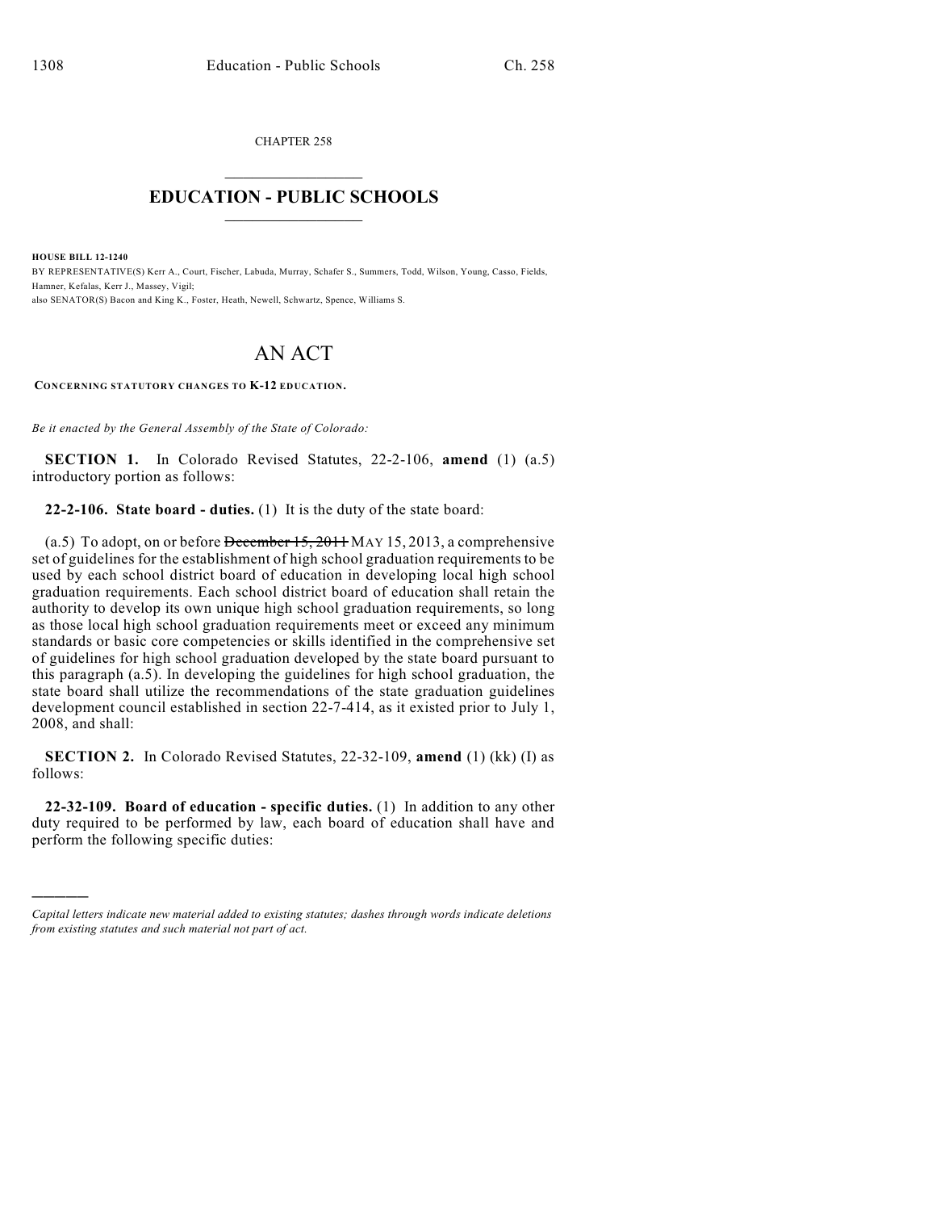CHAPTER 258

# EDUCATION - PUBLIC SCHOOLS

**HOUSE BILL 12-1240**

BY REPRESENTATIVE(S) Kerr A., Court, Fischer, Labuda, Murray, Schafer S., Summers, Todd, Wilson, Young, Casso, Fields, Hamner, Kefalas, Kerr J., Massey, Vigil;
also SENATOR(S) Bacon and King K., Foster, Heath, Newell, Schwartz, Spence, Williams S.

# AN ACT

**CONCERNING STATUTORY CHANGES TO K-12 EDUCATION.**

*Be it enacted by the General Assembly of the State of Colorado:*

**SECTION 1.** In Colorado Revised Statutes, 22-2-106, **amend** (1) (a.5) introductory portion as follows:

**22-2-106. State board - duties.** (1) It is the duty of the state board:

(a.5) To adopt, on or before ~~December 15, 2011~~ MAY 15, 2013, a comprehensive set of guidelines for the establishment of high school graduation requirements to be used by each school district board of education in developing local high school graduation requirements. Each school district board of education shall retain the authority to develop its own unique high school graduation requirements, so long as those local high school graduation requirements meet or exceed any minimum standards or basic core competencies or skills identified in the comprehensive set of guidelines for high school graduation developed by the state board pursuant to this paragraph (a.5). In developing the guidelines for high school graduation, the state board shall utilize the recommendations of the state graduation guidelines development council established in section 22-7-414, as it existed prior to July 1, 2008, and shall:

**SECTION 2.** In Colorado Revised Statutes, 22-32-109, **amend** (1) (kk) (I) as follows:

**22-32-109. Board of education - specific duties.** (1) In addition to any other duty required to be performed by law, each board of education shall have and perform the following specific duties:

*Capital letters indicate new material added to existing statutes; dashes through words indicate deletions from existing statutes and such material not part of act.*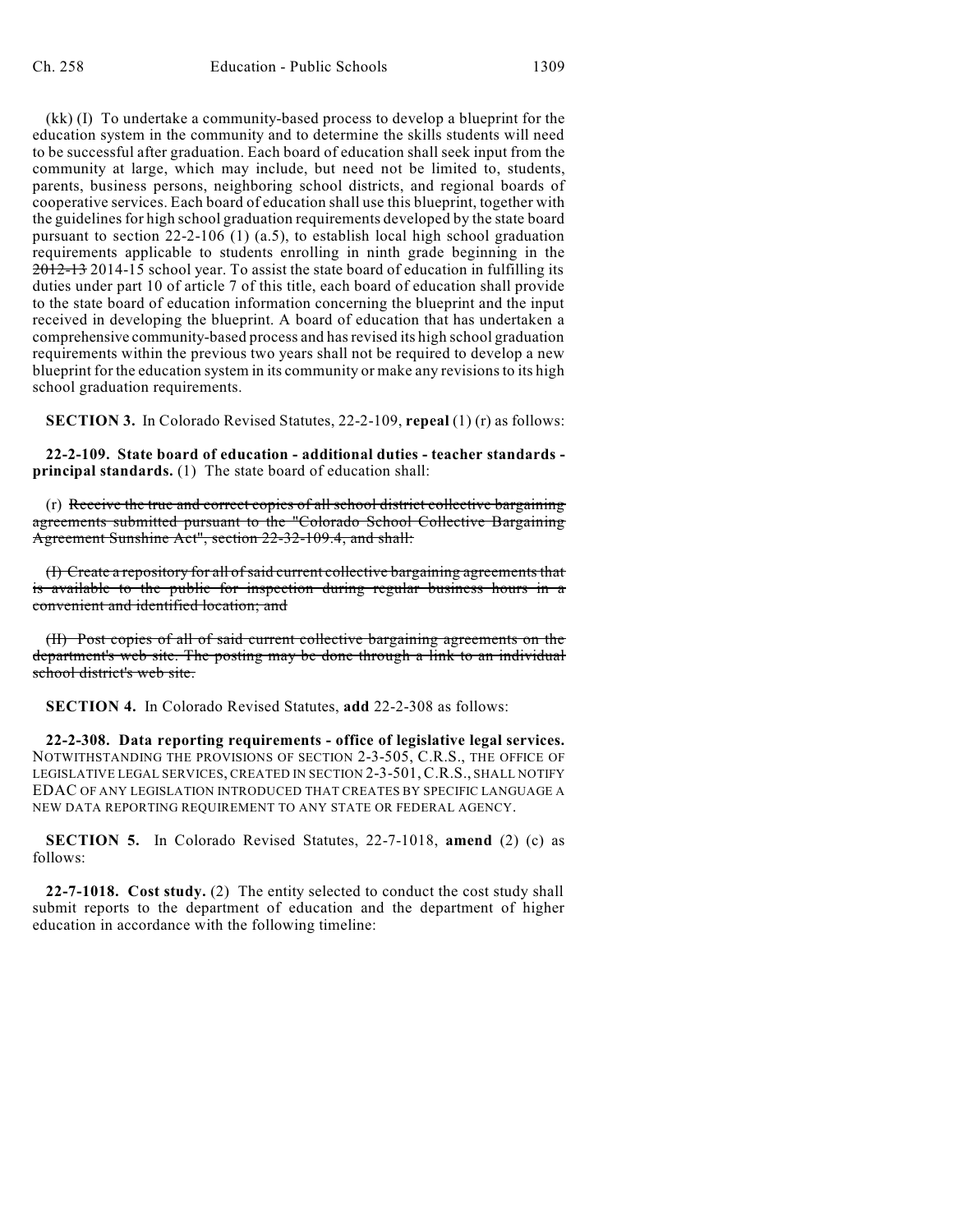(kk) (I) To undertake a community-based process to develop a blueprint for the education system in the community and to determine the skills students will need to be successful after graduation. Each board of education shall seek input from the community at large, which may include, but need not be limited to, students, parents, business persons, neighboring school districts, and regional boards of cooperative services. Each board of education shall use this blueprint, together with the guidelines for high school graduation requirements developed by the state board pursuant to section 22-2-106 (1) (a.5), to establish local high school graduation requirements applicable to students enrolling in ninth grade beginning in the ~~2012-13~~ 2014-15 school year. To assist the state board of education in fulfilling its duties under part 10 of article 7 of this title, each board of education shall provide to the state board of education information concerning the blueprint and the input received in developing the blueprint. A board of education that has undertaken a comprehensive community-based process and has revised its high school graduation requirements within the previous two years shall not be required to develop a new blueprint for the education system in its community or make any revisions to its high school graduation requirements.

**SECTION 3.** In Colorado Revised Statutes, 22-2-109, **repeal** (1) (r) as follows:

**22-2-109. State board of education - additional duties - teacher standards - principal standards.** (1) The state board of education shall:

(r) ~~Receive the true and correct copies of all school district collective bargaining agreements submitted pursuant to the "Colorado School Collective Bargaining Agreement Sunshine Act", section 22-32-109.4, and shall:~~

~~(I) Create a repository for all of said current collective bargaining agreements that is available to the public for inspection during regular business hours in a convenient and identified location; and~~

~~(II) Post copies of all of said current collective bargaining agreements on the department's web site. The posting may be done through a link to an individual school district's web site.~~

**SECTION 4.** In Colorado Revised Statutes, **add** 22-2-308 as follows:

**22-2-308. Data reporting requirements - office of legislative legal services.** NOTWITHSTANDING THE PROVISIONS OF SECTION 2-3-505, C.R.S., THE OFFICE OF LEGISLATIVE LEGAL SERVICES, CREATED IN SECTION 2-3-501, C.R.S., SHALL NOTIFY EDAC OF ANY LEGISLATION INTRODUCED THAT CREATES BY SPECIFIC LANGUAGE A NEW DATA REPORTING REQUIREMENT TO ANY STATE OR FEDERAL AGENCY.

**SECTION 5.** In Colorado Revised Statutes, 22-7-1018, **amend** (2) (c) as follows:

**22-7-1018. Cost study.** (2) The entity selected to conduct the cost study shall submit reports to the department of education and the department of higher education in accordance with the following timeline: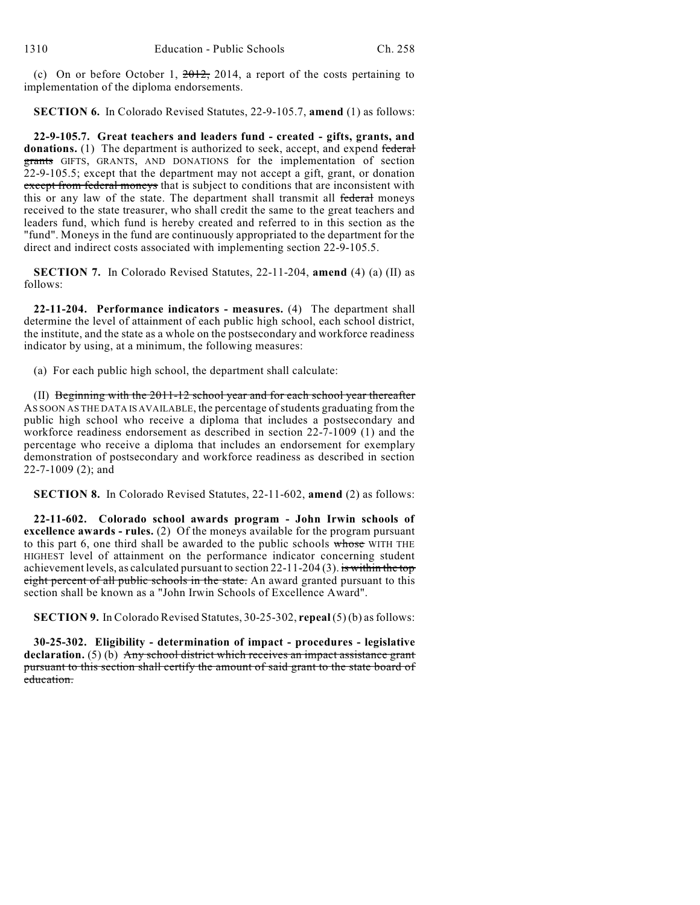(c) On or before October 1, ~~2012,~~ 2014, a report of the costs pertaining to implementation of the diploma endorsements.

**SECTION 6.** In Colorado Revised Statutes, 22-9-105.7, **amend** (1) as follows:

**22-9-105.7. Great teachers and leaders fund - created - gifts, grants, and donations.** (1) The department is authorized to seek, accept, and expend ~~federal grants~~ GIFTS, GRANTS, AND DONATIONS for the implementation of section 22-9-105.5; except that the department may not accept a gift, grant, or donation ~~except from federal moneys~~ that is subject to conditions that are inconsistent with this or any law of the state. The department shall transmit all ~~federal~~ moneys received to the state treasurer, who shall credit the same to the great teachers and leaders fund, which fund is hereby created and referred to in this section as the "fund". Moneys in the fund are continuously appropriated to the department for the direct and indirect costs associated with implementing section 22-9-105.5.

**SECTION 7.** In Colorado Revised Statutes, 22-11-204, **amend** (4) (a) (II) as follows:

**22-11-204. Performance indicators - measures.** (4) The department shall determine the level of attainment of each public high school, each school district, the institute, and the state as a whole on the postsecondary and workforce readiness indicator by using, at a minimum, the following measures:

(a) For each public high school, the department shall calculate:

(II) ~~Beginning with the 2011-12 school year and for each school year thereafter~~ AS SOON AS THE DATA IS AVAILABLE, the percentage of students graduating from the public high school who receive a diploma that includes a postsecondary and workforce readiness endorsement as described in section 22-7-1009 (1) and the percentage who receive a diploma that includes an endorsement for exemplary demonstration of postsecondary and workforce readiness as described in section 22-7-1009 (2); and

**SECTION 8.** In Colorado Revised Statutes, 22-11-602, **amend** (2) as follows:

**22-11-602. Colorado school awards program - John Irwin schools of excellence awards - rules.** (2) Of the moneys available for the program pursuant to this part 6, one third shall be awarded to the public schools ~~whose~~ WITH THE HIGHEST level of attainment on the performance indicator concerning student achievement levels, as calculated pursuant to section 22-11-204 (3). ~~is within the top eight percent of all public schools in the state.~~ An award granted pursuant to this section shall be known as a "John Irwin Schools of Excellence Award".

**SECTION 9.** In Colorado Revised Statutes, 30-25-302, **repeal** (5) (b) as follows:

**30-25-302. Eligibility - determination of impact - procedures - legislative declaration.** (5) (b) ~~Any school district which receives an impact assistance grant pursuant to this section shall certify the amount of said grant to the state board of education.~~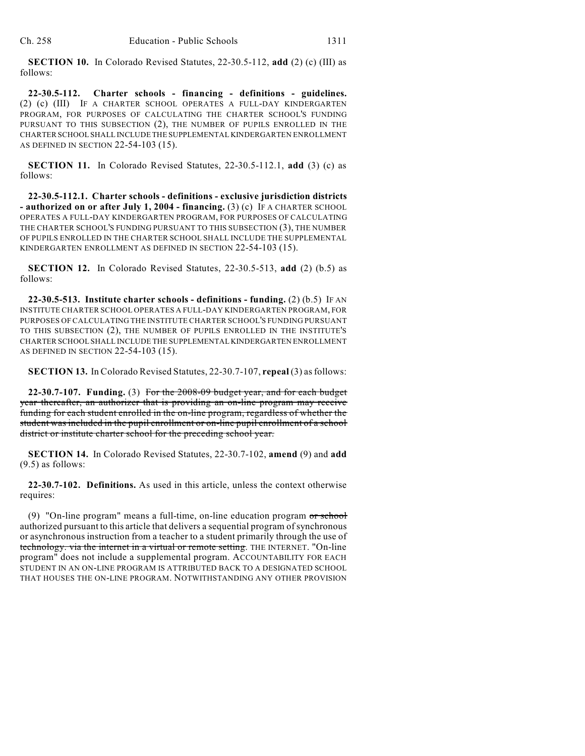**SECTION 10.** In Colorado Revised Statutes, 22-30.5-112, **add** (2) (c) (III) as follows:

**22-30.5-112. Charter schools - financing - definitions - guidelines.** (2) (c) (III) IF A CHARTER SCHOOL OPERATES A FULL-DAY KINDERGARTEN PROGRAM, FOR PURPOSES OF CALCULATING THE CHARTER SCHOOL'S FUNDING PURSUANT TO THIS SUBSECTION (2), THE NUMBER OF PUPILS ENROLLED IN THE CHARTER SCHOOL SHALL INCLUDE THE SUPPLEMENTAL KINDERGARTEN ENROLLMENT AS DEFINED IN SECTION 22-54-103 (15).

**SECTION 11.** In Colorado Revised Statutes, 22-30.5-112.1, **add** (3) (c) as follows:

**22-30.5-112.1. Charter schools - definitions - exclusive jurisdiction districts - authorized on or after July 1, 2004 - financing.** (3) (c) IF A CHARTER SCHOOL OPERATES A FULL-DAY KINDERGARTEN PROGRAM, FOR PURPOSES OF CALCULATING THE CHARTER SCHOOL'S FUNDING PURSUANT TO THIS SUBSECTION (3), THE NUMBER OF PUPILS ENROLLED IN THE CHARTER SCHOOL SHALL INCLUDE THE SUPPLEMENTAL KINDERGARTEN ENROLLMENT AS DEFINED IN SECTION 22-54-103 (15).

**SECTION 12.** In Colorado Revised Statutes, 22-30.5-513, **add** (2) (b.5) as follows:

**22-30.5-513. Institute charter schools - definitions - funding.** (2) (b.5) IF AN INSTITUTE CHARTER SCHOOL OPERATES A FULL-DAY KINDERGARTEN PROGRAM, FOR PURPOSES OF CALCULATING THE INSTITUTE CHARTER SCHOOL'S FUNDING PURSUANT TO THIS SUBSECTION (2), THE NUMBER OF PUPILS ENROLLED IN THE INSTITUTE'S CHARTER SCHOOL SHALL INCLUDE THE SUPPLEMENTAL KINDERGARTEN ENROLLMENT AS DEFINED IN SECTION 22-54-103 (15).

**SECTION 13.** In Colorado Revised Statutes, 22-30.7-107, **repeal** (3) as follows:

**22-30.7-107. Funding.** (3) ~~For the 2008-09 budget year, and for each budget year thereafter, an authorizer that is providing an on-line program may receive funding for each student enrolled in the on-line program, regardless of whether the student was included in the pupil enrollment or on-line pupil enrollment of a school district or institute charter school for the preceding school year.~~

**SECTION 14.** In Colorado Revised Statutes, 22-30.7-102, **amend** (9) and **add** (9.5) as follows:

**22-30.7-102. Definitions.** As used in this article, unless the context otherwise requires:

(9) "On-line program" means a full-time, on-line education program ~~or school~~ authorized pursuant to this article that delivers a sequential program of synchronous or asynchronous instruction from a teacher to a student primarily through the use of ~~technology. via the internet in a virtual or remote setting.~~ THE INTERNET. "On-line program" does not include a supplemental program. ACCOUNTABILITY FOR EACH STUDENT IN AN ON-LINE PROGRAM IS ATTRIBUTED BACK TO A DESIGNATED SCHOOL THAT HOUSES THE ON-LINE PROGRAM. NOTWITHSTANDING ANY OTHER PROVISION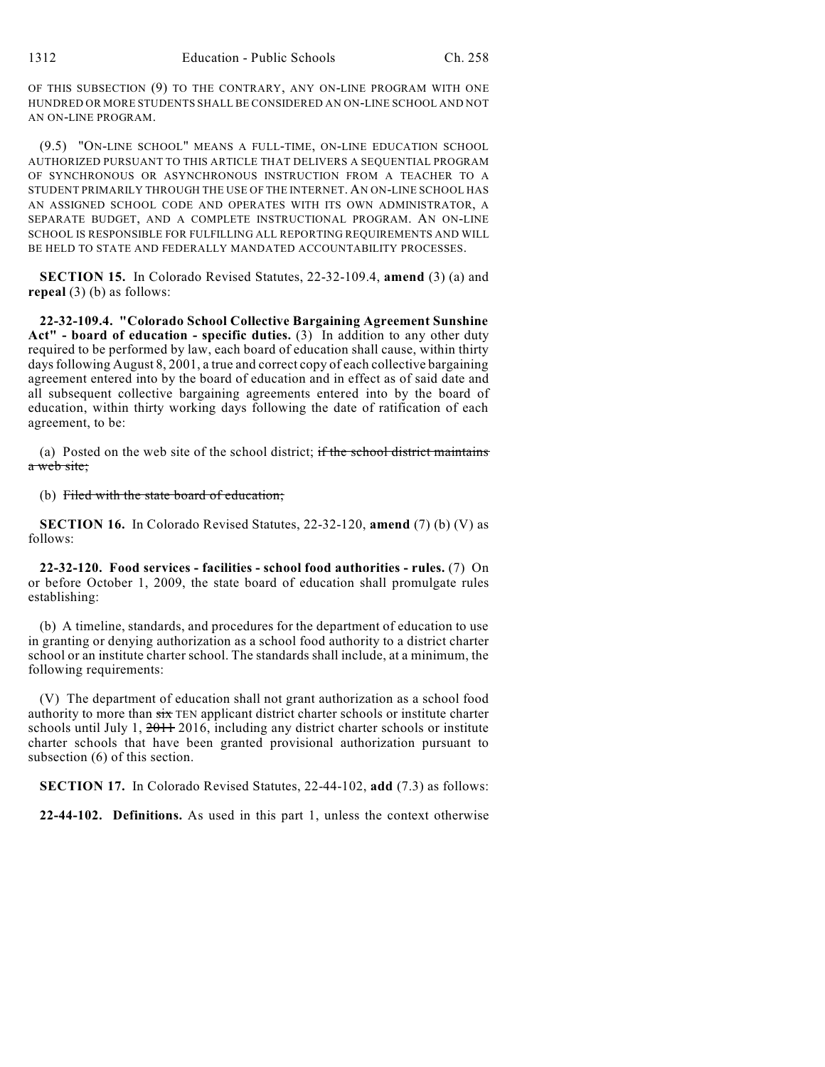OF THIS SUBSECTION (9) TO THE CONTRARY, ANY ON-LINE PROGRAM WITH ONE HUNDRED OR MORE STUDENTS SHALL BE CONSIDERED AN ON-LINE SCHOOL AND NOT AN ON-LINE PROGRAM.

(9.5) "ON-LINE SCHOOL" MEANS A FULL-TIME, ON-LINE EDUCATION SCHOOL AUTHORIZED PURSUANT TO THIS ARTICLE THAT DELIVERS A SEQUENTIAL PROGRAM OF SYNCHRONOUS OR ASYNCHRONOUS INSTRUCTION FROM A TEACHER TO A STUDENT PRIMARILY THROUGH THE USE OF THE INTERNET. AN ON-LINE SCHOOL HAS AN ASSIGNED SCHOOL CODE AND OPERATES WITH ITS OWN ADMINISTRATOR, A SEPARATE BUDGET, AND A COMPLETE INSTRUCTIONAL PROGRAM. AN ON-LINE SCHOOL IS RESPONSIBLE FOR FULFILLING ALL REPORTING REQUIREMENTS AND WILL BE HELD TO STATE AND FEDERALLY MANDATED ACCOUNTABILITY PROCESSES.

**SECTION 15.** In Colorado Revised Statutes, 22-32-109.4, **amend** (3) (a) and **repeal** (3) (b) as follows:

**22-32-109.4. "Colorado School Collective Bargaining Agreement Sunshine Act" - board of education - specific duties.** (3) In addition to any other duty required to be performed by law, each board of education shall cause, within thirty days following August 8, 2001, a true and correct copy of each collective bargaining agreement entered into by the board of education and in effect as of said date and all subsequent collective bargaining agreements entered into by the board of education, within thirty working days following the date of ratification of each agreement, to be:

(a) Posted on the web site of the school district; ~~if the school district maintains a web site;~~

(b) ~~Filed with the state board of education;~~

**SECTION 16.** In Colorado Revised Statutes, 22-32-120, **amend** (7) (b) (V) as follows:

**22-32-120. Food services - facilities - school food authorities - rules.** (7) On or before October 1, 2009, the state board of education shall promulgate rules establishing:

(b) A timeline, standards, and procedures for the department of education to use in granting or denying authorization as a school food authority to a district charter school or an institute charter school. The standards shall include, at a minimum, the following requirements:

(V) The department of education shall not grant authorization as a school food authority to more than ~~six~~ TEN applicant district charter schools or institute charter schools until July 1, ~~2011~~ 2016, including any district charter schools or institute charter schools that have been granted provisional authorization pursuant to subsection (6) of this section.

**SECTION 17.** In Colorado Revised Statutes, 22-44-102, **add** (7.3) as follows:

**22-44-102. Definitions.** As used in this part 1, unless the context otherwise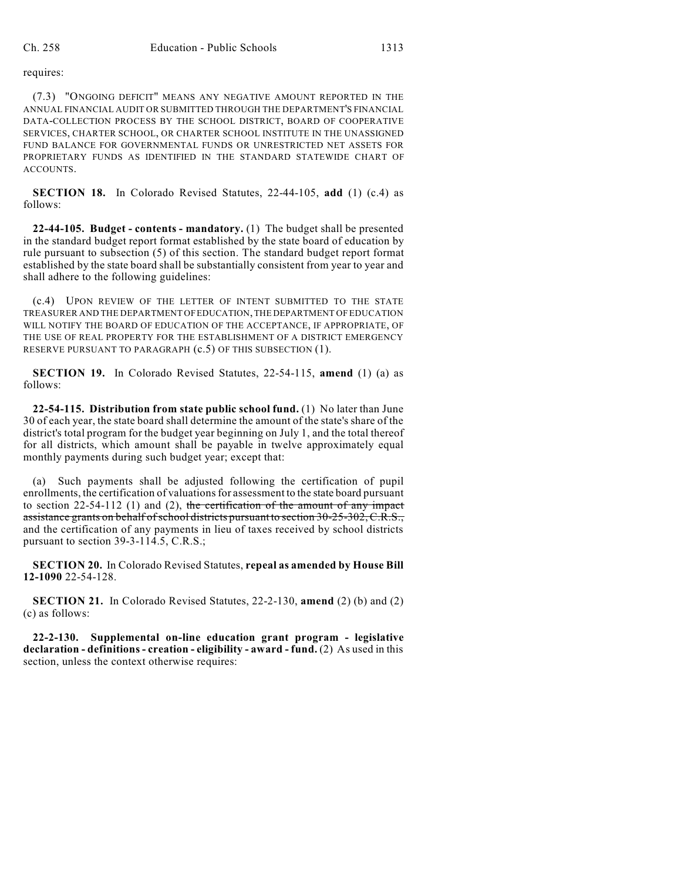requires:

(7.3) "ONGOING DEFICIT" MEANS ANY NEGATIVE AMOUNT REPORTED IN THE ANNUAL FINANCIAL AUDIT OR SUBMITTED THROUGH THE DEPARTMENT'S FINANCIAL DATA-COLLECTION PROCESS BY THE SCHOOL DISTRICT, BOARD OF COOPERATIVE SERVICES, CHARTER SCHOOL, OR CHARTER SCHOOL INSTITUTE IN THE UNASSIGNED FUND BALANCE FOR GOVERNMENTAL FUNDS OR UNRESTRICTED NET ASSETS FOR PROPRIETARY FUNDS AS IDENTIFIED IN THE STANDARD STATEWIDE CHART OF ACCOUNTS.

**SECTION 18.** In Colorado Revised Statutes, 22-44-105, **add** (1) (c.4) as follows:

**22-44-105. Budget - contents - mandatory.** (1) The budget shall be presented in the standard budget report format established by the state board of education by rule pursuant to subsection (5) of this section. The standard budget report format established by the state board shall be substantially consistent from year to year and shall adhere to the following guidelines:

(c.4) UPON REVIEW OF THE LETTER OF INTENT SUBMITTED TO THE STATE TREASURER AND THE DEPARTMENT OF EDUCATION, THE DEPARTMENT OF EDUCATION WILL NOTIFY THE BOARD OF EDUCATION OF THE ACCEPTANCE, IF APPROPRIATE, OF THE USE OF REAL PROPERTY FOR THE ESTABLISHMENT OF A DISTRICT EMERGENCY RESERVE PURSUANT TO PARAGRAPH (c.5) OF THIS SUBSECTION (1).

**SECTION 19.** In Colorado Revised Statutes, 22-54-115, **amend** (1) (a) as follows:

**22-54-115. Distribution from state public school fund.** (1) No later than June 30 of each year, the state board shall determine the amount of the state's share of the district's total program for the budget year beginning on July 1, and the total thereof for all districts, which amount shall be payable in twelve approximately equal monthly payments during such budget year; except that:

(a) Such payments shall be adjusted following the certification of pupil enrollments, the certification of valuations for assessment to the state board pursuant to section 22-54-112 (1) and (2), ~~the certification of the amount of any impact assistance grants on behalf of school districts pursuant to section 30-25-302, C.R.S.,~~ and the certification of any payments in lieu of taxes received by school districts pursuant to section 39-3-114.5, C.R.S.;

**SECTION 20.** In Colorado Revised Statutes, **repeal as amended by House Bill 12-1090** 22-54-128.

**SECTION 21.** In Colorado Revised Statutes, 22-2-130, **amend** (2) (b) and (2) (c) as follows:

**22-2-130. Supplemental on-line education grant program - legislative declaration - definitions - creation - eligibility - award - fund.** (2) As used in this section, unless the context otherwise requires: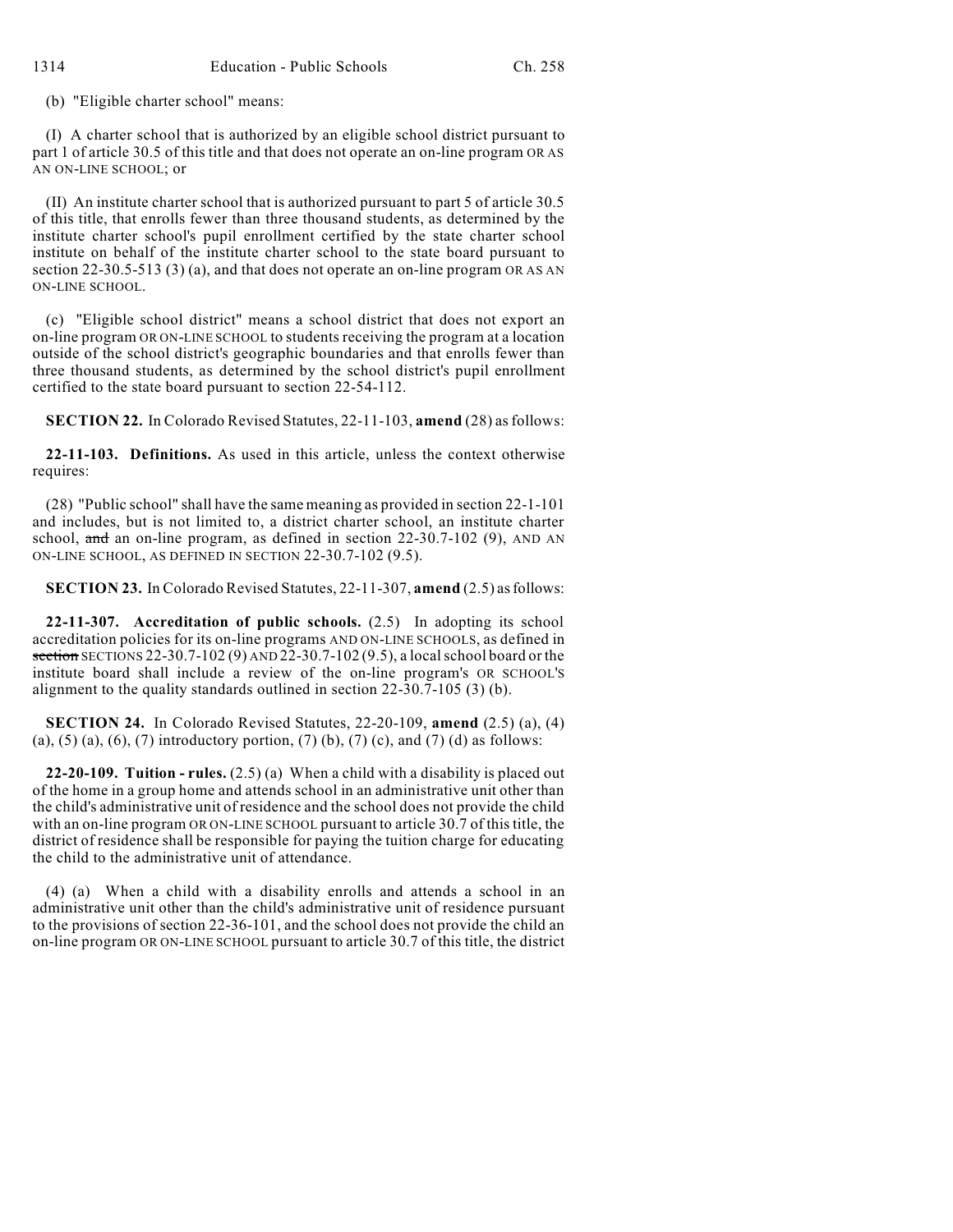(b) "Eligible charter school" means:

(I) A charter school that is authorized by an eligible school district pursuant to part 1 of article 30.5 of this title and that does not operate an on-line program OR AS AN ON-LINE SCHOOL; or

(II) An institute charter school that is authorized pursuant to part 5 of article 30.5 of this title, that enrolls fewer than three thousand students, as determined by the institute charter school's pupil enrollment certified by the state charter school institute on behalf of the institute charter school to the state board pursuant to section 22-30.5-513 (3) (a), and that does not operate an on-line program OR AS AN ON-LINE SCHOOL.

(c) "Eligible school district" means a school district that does not export an on-line program OR ON-LINE SCHOOL to students receiving the program at a location outside of the school district's geographic boundaries and that enrolls fewer than three thousand students, as determined by the school district's pupil enrollment certified to the state board pursuant to section 22-54-112.

**SECTION 22.** In Colorado Revised Statutes, 22-11-103, **amend** (28) as follows:

**22-11-103. Definitions.** As used in this article, unless the context otherwise requires:

(28) "Public school" shall have the same meaning as provided in section 22-1-101 and includes, but is not limited to, a district charter school, an institute charter school, ~~and~~ an on-line program, as defined in section 22-30.7-102 (9), AND AN ON-LINE SCHOOL, AS DEFINED IN SECTION 22-30.7-102 (9.5).

**SECTION 23.** In Colorado Revised Statutes, 22-11-307, **amend** (2.5) as follows:

**22-11-307. Accreditation of public schools.** (2.5) In adopting its school accreditation policies for its on-line programs AND ON-LINE SCHOOLS, as defined in ~~section~~ SECTIONS 22-30.7-102 (9) AND 22-30.7-102 (9.5), a local school board or the institute board shall include a review of the on-line program's OR SCHOOL'S alignment to the quality standards outlined in section 22-30.7-105 (3) (b).

**SECTION 24.** In Colorado Revised Statutes, 22-20-109, **amend** (2.5) (a), (4) (a), (5) (a), (6), (7) introductory portion, (7) (b), (7) (c), and (7) (d) as follows:

**22-20-109. Tuition - rules.** (2.5) (a) When a child with a disability is placed out of the home in a group home and attends school in an administrative unit other than the child's administrative unit of residence and the school does not provide the child with an on-line program OR ON-LINE SCHOOL pursuant to article 30.7 of this title, the district of residence shall be responsible for paying the tuition charge for educating the child to the administrative unit of attendance.

(4) (a) When a child with a disability enrolls and attends a school in an administrative unit other than the child's administrative unit of residence pursuant to the provisions of section 22-36-101, and the school does not provide the child an on-line program OR ON-LINE SCHOOL pursuant to article 30.7 of this title, the district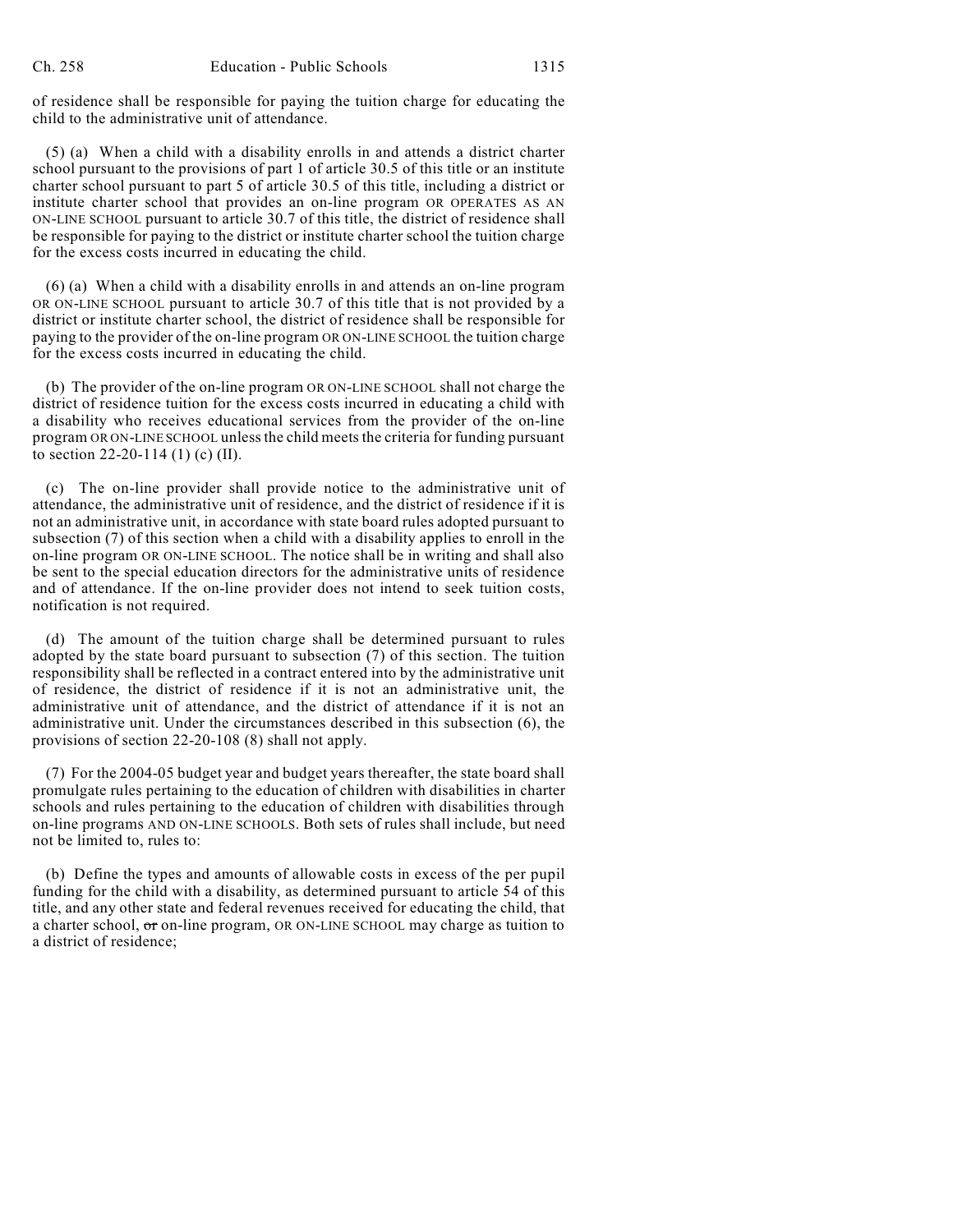of residence shall be responsible for paying the tuition charge for educating the child to the administrative unit of attendance.

(5) (a) When a child with a disability enrolls in and attends a district charter school pursuant to the provisions of part 1 of article 30.5 of this title or an institute charter school pursuant to part 5 of article 30.5 of this title, including a district or institute charter school that provides an on-line program OR OPERATES AS AN ON-LINE SCHOOL pursuant to article 30.7 of this title, the district of residence shall be responsible for paying to the district or institute charter school the tuition charge for the excess costs incurred in educating the child.

(6) (a) When a child with a disability enrolls in and attends an on-line program OR ON-LINE SCHOOL pursuant to article 30.7 of this title that is not provided by a district or institute charter school, the district of residence shall be responsible for paying to the provider of the on-line program OR ON-LINE SCHOOL the tuition charge for the excess costs incurred in educating the child.

(b) The provider of the on-line program OR ON-LINE SCHOOL shall not charge the district of residence tuition for the excess costs incurred in educating a child with a disability who receives educational services from the provider of the on-line program OR ON-LINE SCHOOL unless the child meets the criteria for funding pursuant to section 22-20-114 (1) (c) (II).

(c) The on-line provider shall provide notice to the administrative unit of attendance, the administrative unit of residence, and the district of residence if it is not an administrative unit, in accordance with state board rules adopted pursuant to subsection (7) of this section when a child with a disability applies to enroll in the on-line program OR ON-LINE SCHOOL. The notice shall be in writing and shall also be sent to the special education directors for the administrative units of residence and of attendance. If the on-line provider does not intend to seek tuition costs, notification is not required.

(d) The amount of the tuition charge shall be determined pursuant to rules adopted by the state board pursuant to subsection (7) of this section. The tuition responsibility shall be reflected in a contract entered into by the administrative unit of residence, the district of residence if it is not an administrative unit, the administrative unit of attendance, and the district of attendance if it is not an administrative unit. Under the circumstances described in this subsection (6), the provisions of section 22-20-108 (8) shall not apply.

(7) For the 2004-05 budget year and budget years thereafter, the state board shall promulgate rules pertaining to the education of children with disabilities in charter schools and rules pertaining to the education of children with disabilities through on-line programs AND ON-LINE SCHOOLS. Both sets of rules shall include, but need not be limited to, rules to:

(b) Define the types and amounts of allowable costs in excess of the per pupil funding for the child with a disability, as determined pursuant to article 54 of this title, and any other state and federal revenues received for educating the child, that a charter school, ~~or~~ on-line program, OR ON-LINE SCHOOL may charge as tuition to a district of residence;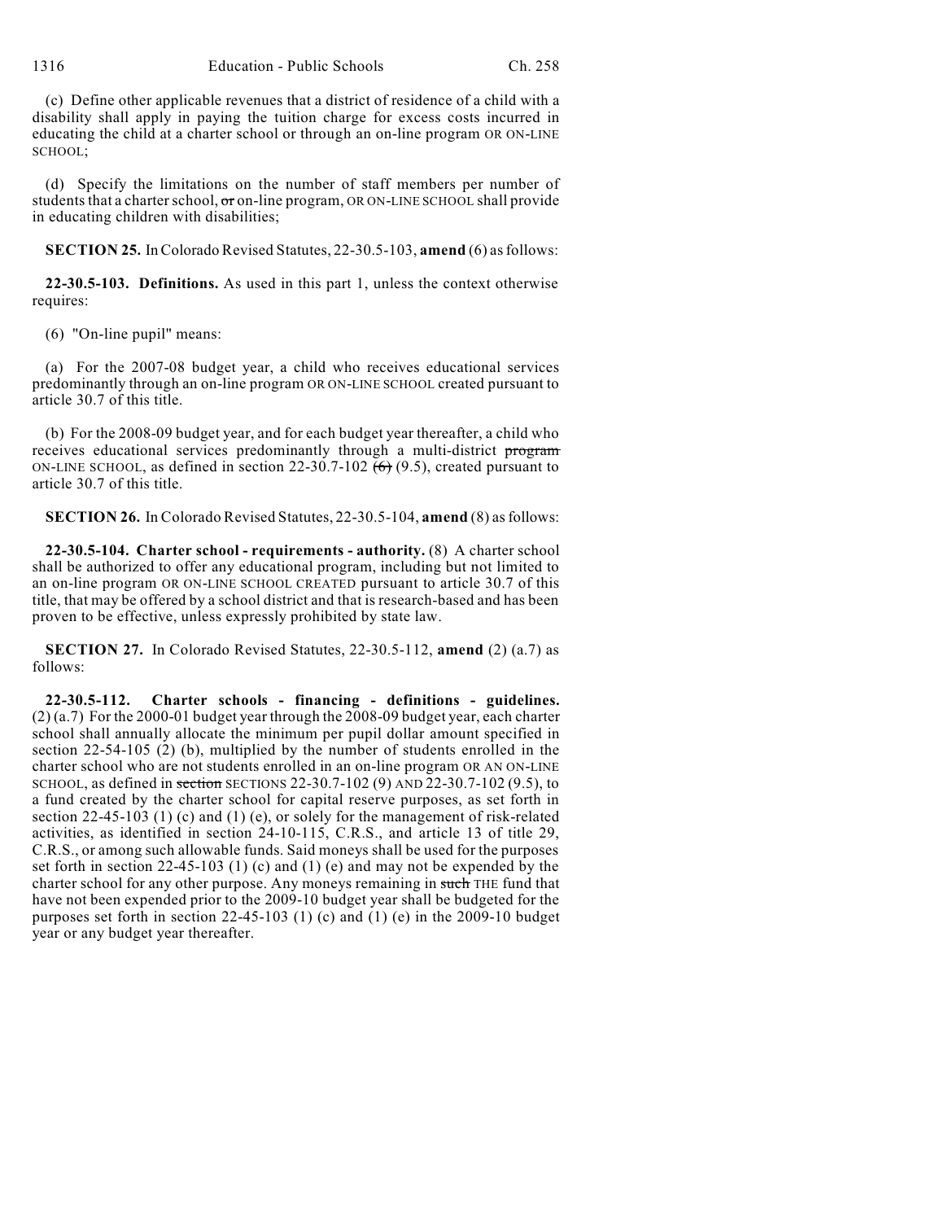(c) Define other applicable revenues that a district of residence of a child with a disability shall apply in paying the tuition charge for excess costs incurred in educating the child at a charter school or through an on-line program OR ON-LINE SCHOOL;

(d) Specify the limitations on the number of staff members per number of students that a charter school, ~~or~~ on-line program, OR ON-LINE SCHOOL shall provide in educating children with disabilities;

**SECTION 25.** In Colorado Revised Statutes, 22-30.5-103, **amend** (6) as follows:

**22-30.5-103. Definitions.** As used in this part 1, unless the context otherwise requires:

(6) "On-line pupil" means:

(a) For the 2007-08 budget year, a child who receives educational services predominantly through an on-line program OR ON-LINE SCHOOL created pursuant to article 30.7 of this title.

(b) For the 2008-09 budget year, and for each budget year thereafter, a child who receives educational services predominantly through a multi-district ~~program~~ ON-LINE SCHOOL, as defined in section 22-30.7-102 ~~(6)~~ (9.5), created pursuant to article 30.7 of this title.

**SECTION 26.** In Colorado Revised Statutes, 22-30.5-104, **amend** (8) as follows:

**22-30.5-104. Charter school - requirements - authority.** (8) A charter school shall be authorized to offer any educational program, including but not limited to an on-line program OR ON-LINE SCHOOL CREATED pursuant to article 30.7 of this title, that may be offered by a school district and that is research-based and has been proven to be effective, unless expressly prohibited by state law.

**SECTION 27.** In Colorado Revised Statutes, 22-30.5-112, **amend** (2) (a.7) as follows:

**22-30.5-112. Charter schools - financing - definitions - guidelines.** (2) (a.7) For the 2000-01 budget year through the 2008-09 budget year, each charter school shall annually allocate the minimum per pupil dollar amount specified in section 22-54-105 (2) (b), multiplied by the number of students enrolled in the charter school who are not students enrolled in an on-line program OR AN ON-LINE SCHOOL, as defined in ~~section~~ SECTIONS 22-30.7-102 (9) AND 22-30.7-102 (9.5), to a fund created by the charter school for capital reserve purposes, as set forth in section 22-45-103 (1) (c) and (1) (e), or solely for the management of risk-related activities, as identified in section 24-10-115, C.R.S., and article 13 of title 29, C.R.S., or among such allowable funds. Said moneys shall be used for the purposes set forth in section 22-45-103 (1) (c) and (1) (e) and may not be expended by the charter school for any other purpose. Any moneys remaining in ~~such~~ THE fund that have not been expended prior to the 2009-10 budget year shall be budgeted for the purposes set forth in section 22-45-103 (1) (c) and (1) (e) in the 2009-10 budget year or any budget year thereafter.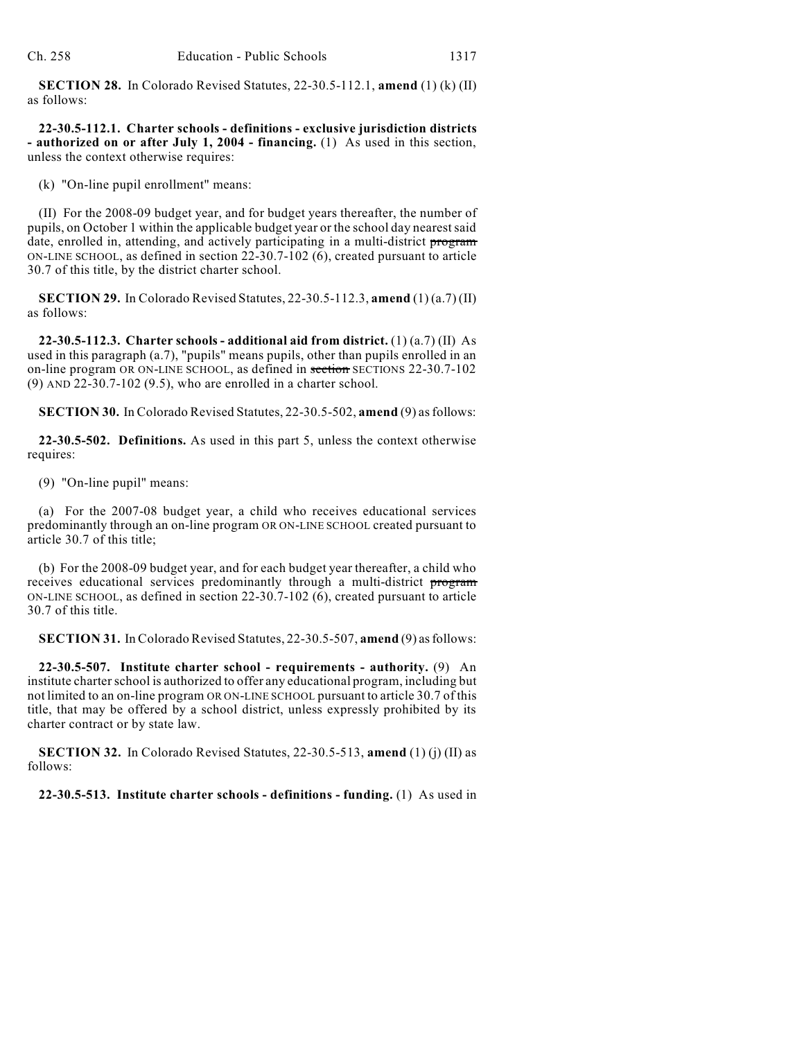**SECTION 28.** In Colorado Revised Statutes, 22-30.5-112.1, **amend** (1) (k) (II) as follows:

**22-30.5-112.1. Charter schools - definitions - exclusive jurisdiction districts - authorized on or after July 1, 2004 - financing.** (1) As used in this section, unless the context otherwise requires:

(k) "On-line pupil enrollment" means:

(II) For the 2008-09 budget year, and for budget years thereafter, the number of pupils, on October 1 within the applicable budget year or the school day nearest said date, enrolled in, attending, and actively participating in a multi-district ~~program~~ ON-LINE SCHOOL, as defined in section 22-30.7-102 (6), created pursuant to article 30.7 of this title, by the district charter school.

**SECTION 29.** In Colorado Revised Statutes, 22-30.5-112.3, **amend** (1) (a.7) (II) as follows:

**22-30.5-112.3. Charter schools - additional aid from district.** (1) (a.7) (II) As used in this paragraph (a.7), "pupils" means pupils, other than pupils enrolled in an on-line program OR ON-LINE SCHOOL, as defined in ~~section~~ SECTIONS 22-30.7-102 (9) AND 22-30.7-102 (9.5), who are enrolled in a charter school.

**SECTION 30.** In Colorado Revised Statutes, 22-30.5-502, **amend** (9) as follows:

**22-30.5-502. Definitions.** As used in this part 5, unless the context otherwise requires:

(9) "On-line pupil" means:

(a) For the 2007-08 budget year, a child who receives educational services predominantly through an on-line program OR ON-LINE SCHOOL created pursuant to article 30.7 of this title;

(b) For the 2008-09 budget year, and for each budget year thereafter, a child who receives educational services predominantly through a multi-district ~~program~~ ON-LINE SCHOOL, as defined in section 22-30.7-102 (6), created pursuant to article 30.7 of this title.

**SECTION 31.** In Colorado Revised Statutes, 22-30.5-507, **amend** (9) as follows:

**22-30.5-507. Institute charter school - requirements - authority.** (9) An institute charter school is authorized to offer any educational program, including but not limited to an on-line program OR ON-LINE SCHOOL pursuant to article 30.7 of this title, that may be offered by a school district, unless expressly prohibited by its charter contract or by state law.

**SECTION 32.** In Colorado Revised Statutes, 22-30.5-513, **amend** (1) (j) (II) as follows:

**22-30.5-513. Institute charter schools - definitions - funding.** (1) As used in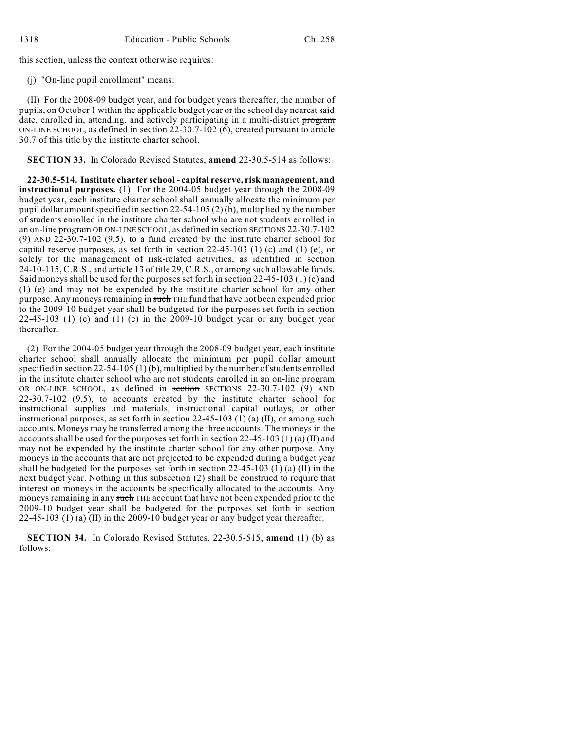this section, unless the context otherwise requires:

(j) "On-line pupil enrollment" means:

(II) For the 2008-09 budget year, and for budget years thereafter, the number of pupils, on October 1 within the applicable budget year or the school day nearest said date, enrolled in, attending, and actively participating in a multi-district ~~program~~ ON-LINE SCHOOL, as defined in section 22-30.7-102 (6), created pursuant to article 30.7 of this title by the institute charter school.

**SECTION 33.** In Colorado Revised Statutes, **amend** 22-30.5-514 as follows:

**22-30.5-514. Institute charter school - capital reserve, risk management, and instructional purposes.** (1) For the 2004-05 budget year through the 2008-09 budget year, each institute charter school shall annually allocate the minimum per pupil dollar amount specified in section 22-54-105 (2) (b), multiplied by the number of students enrolled in the institute charter school who are not students enrolled in an on-line program OR ON-LINE SCHOOL, as defined in ~~section~~ SECTIONS 22-30.7-102 (9) AND 22-30.7-102 (9.5), to a fund created by the institute charter school for capital reserve purposes, as set forth in section 22-45-103 (1) (c) and (1) (e), or solely for the management of risk-related activities, as identified in section 24-10-115, C.R.S., and article 13 of title 29, C.R.S., or among such allowable funds. Said moneys shall be used for the purposes set forth in section 22-45-103 (1) (c) and (1) (e) and may not be expended by the institute charter school for any other purpose. Any moneys remaining in ~~such~~ THE fund that have not been expended prior to the 2009-10 budget year shall be budgeted for the purposes set forth in section 22-45-103 (1) (c) and (1) (e) in the 2009-10 budget year or any budget year thereafter.

(2) For the 2004-05 budget year through the 2008-09 budget year, each institute charter school shall annually allocate the minimum per pupil dollar amount specified in section 22-54-105 (1) (b), multiplied by the number of students enrolled in the institute charter school who are not students enrolled in an on-line program OR ON-LINE SCHOOL, as defined in ~~section~~ SECTIONS 22-30.7-102 (9) AND 22-30.7-102 (9.5), to accounts created by the institute charter school for instructional supplies and materials, instructional capital outlays, or other instructional purposes, as set forth in section 22-45-103 (1) (a) (II), or among such accounts. Moneys may be transferred among the three accounts. The moneys in the accounts shall be used for the purposes set forth in section 22-45-103 (1) (a) (II) and may not be expended by the institute charter school for any other purpose. Any moneys in the accounts that are not projected to be expended during a budget year shall be budgeted for the purposes set forth in section 22-45-103 (1) (a) (II) in the next budget year. Nothing in this subsection (2) shall be construed to require that interest on moneys in the accounts be specifically allocated to the accounts. Any moneys remaining in any ~~such~~ THE account that have not been expended prior to the 2009-10 budget year shall be budgeted for the purposes set forth in section 22-45-103 (1) (a) (II) in the 2009-10 budget year or any budget year thereafter.

**SECTION 34.** In Colorado Revised Statutes, 22-30.5-515, **amend** (1) (b) as follows: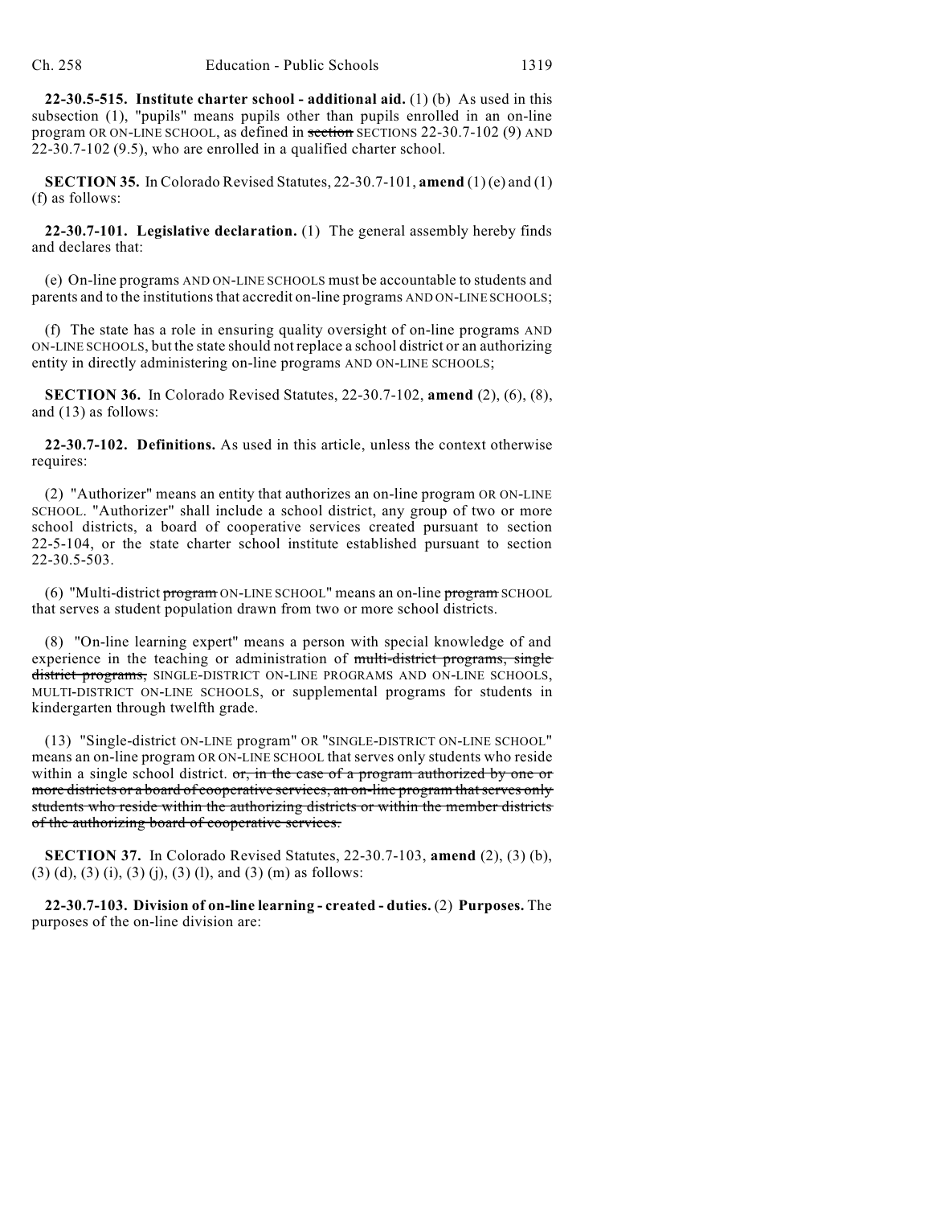**22-30.5-515. Institute charter school - additional aid.** (1) (b) As used in this subsection (1), "pupils" means pupils other than pupils enrolled in an on-line program OR ON-LINE SCHOOL, as defined in ~~section~~ SECTIONS 22-30.7-102 (9) AND 22-30.7-102 (9.5), who are enrolled in a qualified charter school.

**SECTION 35.** In Colorado Revised Statutes, 22-30.7-101, **amend** (1) (e) and (1) (f) as follows:

**22-30.7-101. Legislative declaration.** (1) The general assembly hereby finds and declares that:

(e) On-line programs AND ON-LINE SCHOOLS must be accountable to students and parents and to the institutions that accredit on-line programs AND ON-LINE SCHOOLS;

(f) The state has a role in ensuring quality oversight of on-line programs AND ON-LINE SCHOOLS, but the state should not replace a school district or an authorizing entity in directly administering on-line programs AND ON-LINE SCHOOLS;

**SECTION 36.** In Colorado Revised Statutes, 22-30.7-102, **amend** (2), (6), (8), and (13) as follows:

**22-30.7-102. Definitions.** As used in this article, unless the context otherwise requires:

(2) "Authorizer" means an entity that authorizes an on-line program OR ON-LINE SCHOOL. "Authorizer" shall include a school district, any group of two or more school districts, a board of cooperative services created pursuant to section 22-5-104, or the state charter school institute established pursuant to section 22-30.5-503.

(6) "Multi-district ~~program~~ ON-LINE SCHOOL" means an on-line ~~program~~ SCHOOL that serves a student population drawn from two or more school districts.

(8) "On-line learning expert" means a person with special knowledge of and experience in the teaching or administration of ~~multi-district programs, single district programs,~~ SINGLE-DISTRICT ON-LINE PROGRAMS AND ON-LINE SCHOOLS, MULTI-DISTRICT ON-LINE SCHOOLS, or supplemental programs for students in kindergarten through twelfth grade.

(13) "Single-district ON-LINE program" OR "SINGLE-DISTRICT ON-LINE SCHOOL" means an on-line program OR ON-LINE SCHOOL that serves only students who reside within a single school district. ~~or, in the case of a program authorized by one or more districts or a board of cooperative services, an on-line program that serves only students who reside within the authorizing districts or within the member districts of the authorizing board of cooperative services.~~

**SECTION 37.** In Colorado Revised Statutes, 22-30.7-103, **amend** (2), (3) (b), (3) (d), (3) (i), (3) (j), (3) (l), and (3) (m) as follows:

**22-30.7-103. Division of on-line learning - created - duties.** (2) **Purposes.** The purposes of the on-line division are: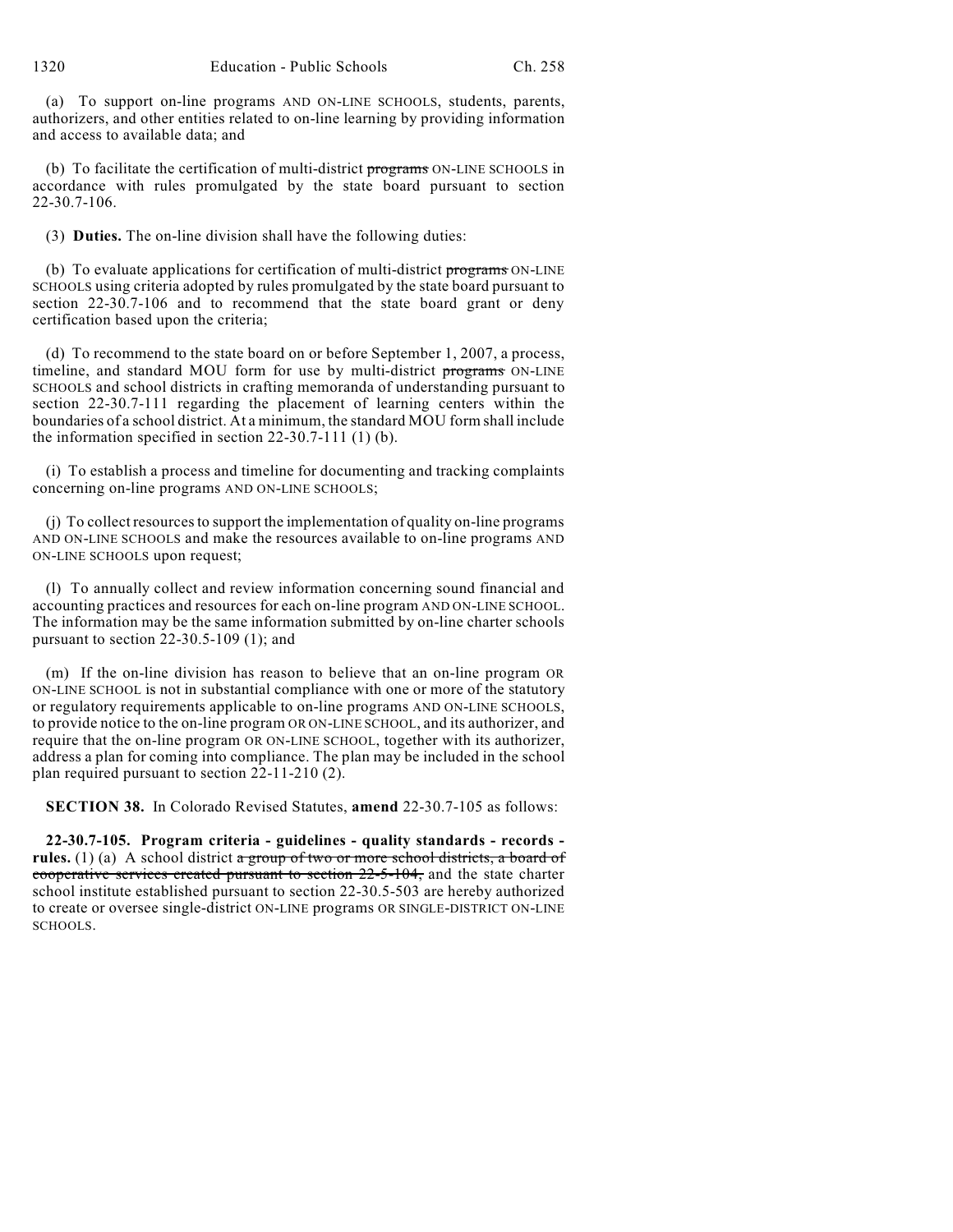(a) To support on-line programs AND ON-LINE SCHOOLS, students, parents, authorizers, and other entities related to on-line learning by providing information and access to available data; and

(b) To facilitate the certification of multi-district ~~programs~~ ON-LINE SCHOOLS in accordance with rules promulgated by the state board pursuant to section 22-30.7-106.

(3) **Duties.** The on-line division shall have the following duties:

(b) To evaluate applications for certification of multi-district ~~programs~~ ON-LINE SCHOOLS using criteria adopted by rules promulgated by the state board pursuant to section 22-30.7-106 and to recommend that the state board grant or deny certification based upon the criteria;

(d) To recommend to the state board on or before September 1, 2007, a process, timeline, and standard MOU form for use by multi-district ~~programs~~ ON-LINE SCHOOLS and school districts in crafting memoranda of understanding pursuant to section 22-30.7-111 regarding the placement of learning centers within the boundaries of a school district. At a minimum, the standard MOU form shall include the information specified in section 22-30.7-111 (1) (b).

(i) To establish a process and timeline for documenting and tracking complaints concerning on-line programs AND ON-LINE SCHOOLS;

(j) To collect resources to support the implementation of quality on-line programs AND ON-LINE SCHOOLS and make the resources available to on-line programs AND ON-LINE SCHOOLS upon request;

(l) To annually collect and review information concerning sound financial and accounting practices and resources for each on-line program AND ON-LINE SCHOOL. The information may be the same information submitted by on-line charter schools pursuant to section 22-30.5-109 (1); and

(m) If the on-line division has reason to believe that an on-line program OR ON-LINE SCHOOL is not in substantial compliance with one or more of the statutory or regulatory requirements applicable to on-line programs AND ON-LINE SCHOOLS, to provide notice to the on-line program OR ON-LINE SCHOOL, and its authorizer, and require that the on-line program OR ON-LINE SCHOOL, together with its authorizer, address a plan for coming into compliance. The plan may be included in the school plan required pursuant to section 22-11-210 (2).

**SECTION 38.** In Colorado Revised Statutes, **amend** 22-30.7-105 as follows:

**22-30.7-105. Program criteria - guidelines - quality standards - records - rules.** (1) (a) A school district ~~a group of two or more school districts, a board of cooperative services created pursuant to section 22-5-104,~~ and the state charter school institute established pursuant to section 22-30.5-503 are hereby authorized to create or oversee single-district ON-LINE programs OR SINGLE-DISTRICT ON-LINE SCHOOLS.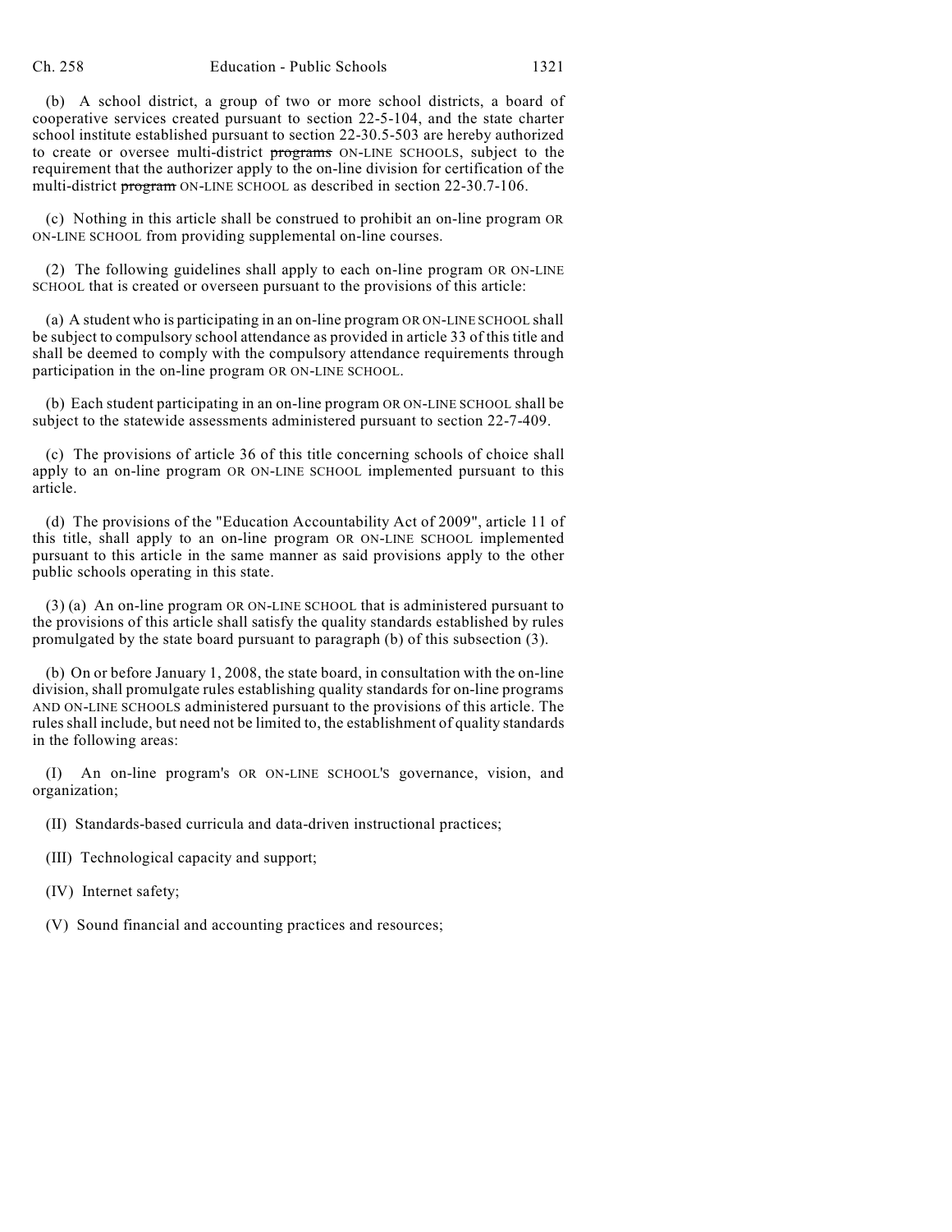(b) A school district, a group of two or more school districts, a board of cooperative services created pursuant to section 22-5-104, and the state charter school institute established pursuant to section 22-30.5-503 are hereby authorized to create or oversee multi-district ~~programs~~ ON-LINE SCHOOLS, subject to the requirement that the authorizer apply to the on-line division for certification of the multi-district ~~program~~ ON-LINE SCHOOL as described in section 22-30.7-106.

(c) Nothing in this article shall be construed to prohibit an on-line program OR ON-LINE SCHOOL from providing supplemental on-line courses.

(2) The following guidelines shall apply to each on-line program OR ON-LINE SCHOOL that is created or overseen pursuant to the provisions of this article:

(a) A student who is participating in an on-line program OR ON-LINE SCHOOL shall be subject to compulsory school attendance as provided in article 33 of this title and shall be deemed to comply with the compulsory attendance requirements through participation in the on-line program OR ON-LINE SCHOOL.

(b) Each student participating in an on-line program OR ON-LINE SCHOOL shall be subject to the statewide assessments administered pursuant to section 22-7-409.

(c) The provisions of article 36 of this title concerning schools of choice shall apply to an on-line program OR ON-LINE SCHOOL implemented pursuant to this article.

(d) The provisions of the "Education Accountability Act of 2009", article 11 of this title, shall apply to an on-line program OR ON-LINE SCHOOL implemented pursuant to this article in the same manner as said provisions apply to the other public schools operating in this state.

(3) (a) An on-line program OR ON-LINE SCHOOL that is administered pursuant to the provisions of this article shall satisfy the quality standards established by rules promulgated by the state board pursuant to paragraph (b) of this subsection (3).

(b) On or before January 1, 2008, the state board, in consultation with the on-line division, shall promulgate rules establishing quality standards for on-line programs AND ON-LINE SCHOOLS administered pursuant to the provisions of this article. The rules shall include, but need not be limited to, the establishment of quality standards in the following areas:

(I) An on-line program's OR ON-LINE SCHOOL'S governance, vision, and organization;

(II) Standards-based curricula and data-driven instructional practices;

(III) Technological capacity and support;

(IV) Internet safety;

(V) Sound financial and accounting practices and resources;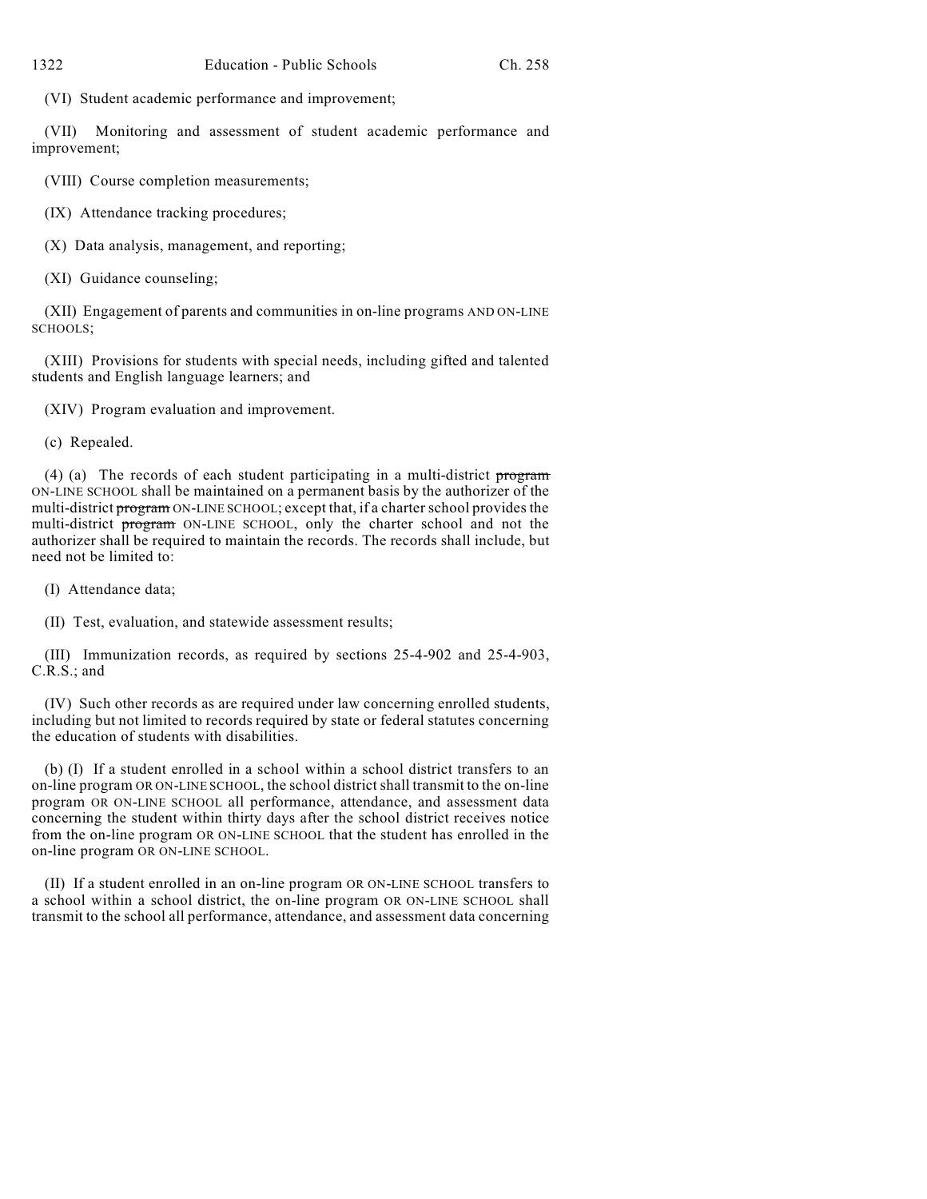(VI) Student academic performance and improvement;

(VII) Monitoring and assessment of student academic performance and improvement;

(VIII) Course completion measurements;

(IX) Attendance tracking procedures;

(X) Data analysis, management, and reporting;

(XI) Guidance counseling;

(XII) Engagement of parents and communities in on-line programs AND ON-LINE SCHOOLS;

(XIII) Provisions for students with special needs, including gifted and talented students and English language learners; and

(XIV) Program evaluation and improvement.

(c) Repealed.

(4) (a) The records of each student participating in a multi-district ~~program~~ ON-LINE SCHOOL shall be maintained on a permanent basis by the authorizer of the multi-district ~~program~~ ON-LINE SCHOOL; except that, if a charter school provides the multi-district ~~program~~ ON-LINE SCHOOL, only the charter school and not the authorizer shall be required to maintain the records. The records shall include, but need not be limited to:

(I) Attendance data;

(II) Test, evaluation, and statewide assessment results;

(III) Immunization records, as required by sections 25-4-902 and 25-4-903, C.R.S.; and

(IV) Such other records as are required under law concerning enrolled students, including but not limited to records required by state or federal statutes concerning the education of students with disabilities.

(b) (I) If a student enrolled in a school within a school district transfers to an on-line program OR ON-LINE SCHOOL, the school district shall transmit to the on-line program OR ON-LINE SCHOOL all performance, attendance, and assessment data concerning the student within thirty days after the school district receives notice from the on-line program OR ON-LINE SCHOOL that the student has enrolled in the on-line program OR ON-LINE SCHOOL.

(II) If a student enrolled in an on-line program OR ON-LINE SCHOOL transfers to a school within a school district, the on-line program OR ON-LINE SCHOOL shall transmit to the school all performance, attendance, and assessment data concerning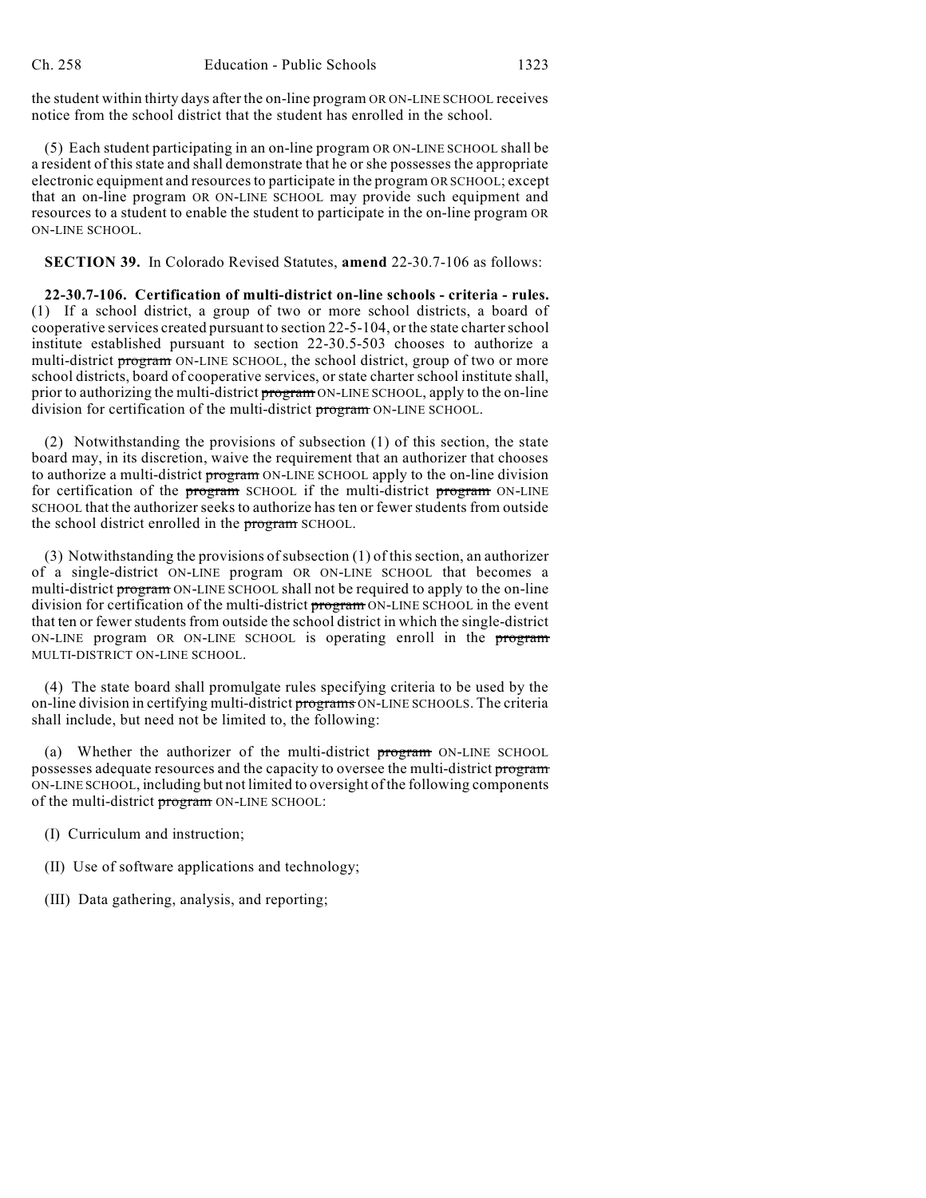the student within thirty days after the on-line program OR ON-LINE SCHOOL receives notice from the school district that the student has enrolled in the school.

(5) Each student participating in an on-line program OR ON-LINE SCHOOL shall be a resident of this state and shall demonstrate that he or she possesses the appropriate electronic equipment and resources to participate in the program OR SCHOOL; except that an on-line program OR ON-LINE SCHOOL may provide such equipment and resources to a student to enable the student to participate in the on-line program OR ON-LINE SCHOOL.

**SECTION 39.** In Colorado Revised Statutes, **amend** 22-30.7-106 as follows:

**22-30.7-106. Certification of multi-district on-line schools - criteria - rules.** (1) If a school district, a group of two or more school districts, a board of cooperative services created pursuant to section 22-5-104, or the state charter school institute established pursuant to section 22-30.5-503 chooses to authorize a multi-district ~~program~~ ON-LINE SCHOOL, the school district, group of two or more school districts, board of cooperative services, or state charter school institute shall, prior to authorizing the multi-district ~~program~~ ON-LINE SCHOOL, apply to the on-line division for certification of the multi-district ~~program~~ ON-LINE SCHOOL.

(2) Notwithstanding the provisions of subsection (1) of this section, the state board may, in its discretion, waive the requirement that an authorizer that chooses to authorize a multi-district ~~program~~ ON-LINE SCHOOL apply to the on-line division for certification of the ~~program~~ SCHOOL if the multi-district ~~program~~ ON-LINE SCHOOL that the authorizer seeks to authorize has ten or fewer students from outside the school district enrolled in the ~~program~~ SCHOOL.

(3) Notwithstanding the provisions of subsection (1) of this section, an authorizer of a single-district ON-LINE program OR ON-LINE SCHOOL that becomes a multi-district ~~program~~ ON-LINE SCHOOL shall not be required to apply to the on-line division for certification of the multi-district ~~program~~ ON-LINE SCHOOL in the event that ten or fewer students from outside the school district in which the single-district ON-LINE program OR ON-LINE SCHOOL is operating enroll in the ~~program~~ MULTI-DISTRICT ON-LINE SCHOOL.

(4) The state board shall promulgate rules specifying criteria to be used by the on-line division in certifying multi-district ~~programs~~ ON-LINE SCHOOLS. The criteria shall include, but need not be limited to, the following:

(a) Whether the authorizer of the multi-district ~~program~~ ON-LINE SCHOOL possesses adequate resources and the capacity to oversee the multi-district ~~program~~ ON-LINE SCHOOL, including but not limited to oversight of the following components of the multi-district ~~program~~ ON-LINE SCHOOL:

(I) Curriculum and instruction;

(II) Use of software applications and technology;

(III) Data gathering, analysis, and reporting;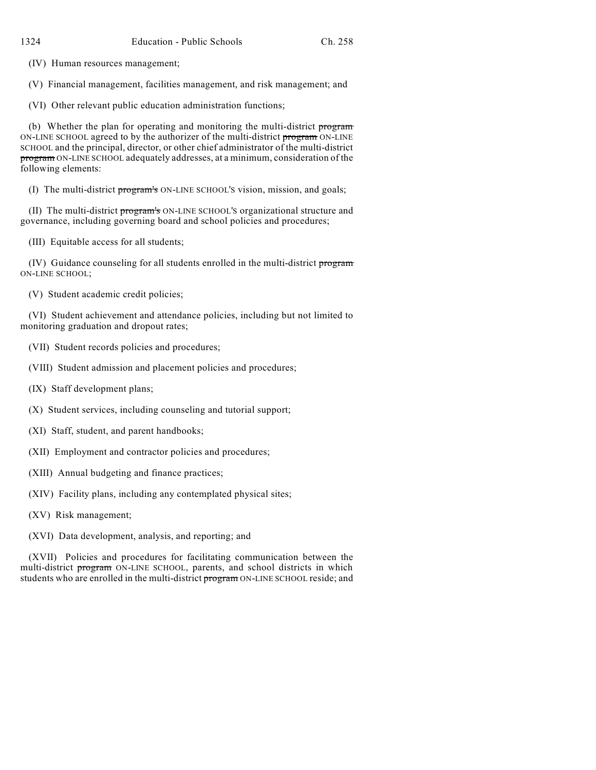(IV) Human resources management;

(V) Financial management, facilities management, and risk management; and

(VI) Other relevant public education administration functions;

(b) Whether the plan for operating and monitoring the multi-district ~~program~~ ON-LINE SCHOOL agreed to by the authorizer of the multi-district ~~program~~ ON-LINE SCHOOL and the principal, director, or other chief administrator of the multi-district ~~program~~ ON-LINE SCHOOL adequately addresses, at a minimum, consideration of the following elements:

(I) The multi-district ~~program's~~ ON-LINE SCHOOL'S vision, mission, and goals;

(II) The multi-district ~~program's~~ ON-LINE SCHOOL'S organizational structure and governance, including governing board and school policies and procedures;

(III) Equitable access for all students;

(IV) Guidance counseling for all students enrolled in the multi-district ~~program~~ ON-LINE SCHOOL;

(V) Student academic credit policies;

(VI) Student achievement and attendance policies, including but not limited to monitoring graduation and dropout rates;

(VII) Student records policies and procedures;

(VIII) Student admission and placement policies and procedures;

(IX) Staff development plans;

(X) Student services, including counseling and tutorial support;

(XI) Staff, student, and parent handbooks;

(XII) Employment and contractor policies and procedures;

(XIII) Annual budgeting and finance practices;

(XIV) Facility plans, including any contemplated physical sites;

(XV) Risk management;

(XVI) Data development, analysis, and reporting; and

(XVII) Policies and procedures for facilitating communication between the multi-district ~~program~~ ON-LINE SCHOOL, parents, and school districts in which students who are enrolled in the multi-district ~~program~~ ON-LINE SCHOOL reside; and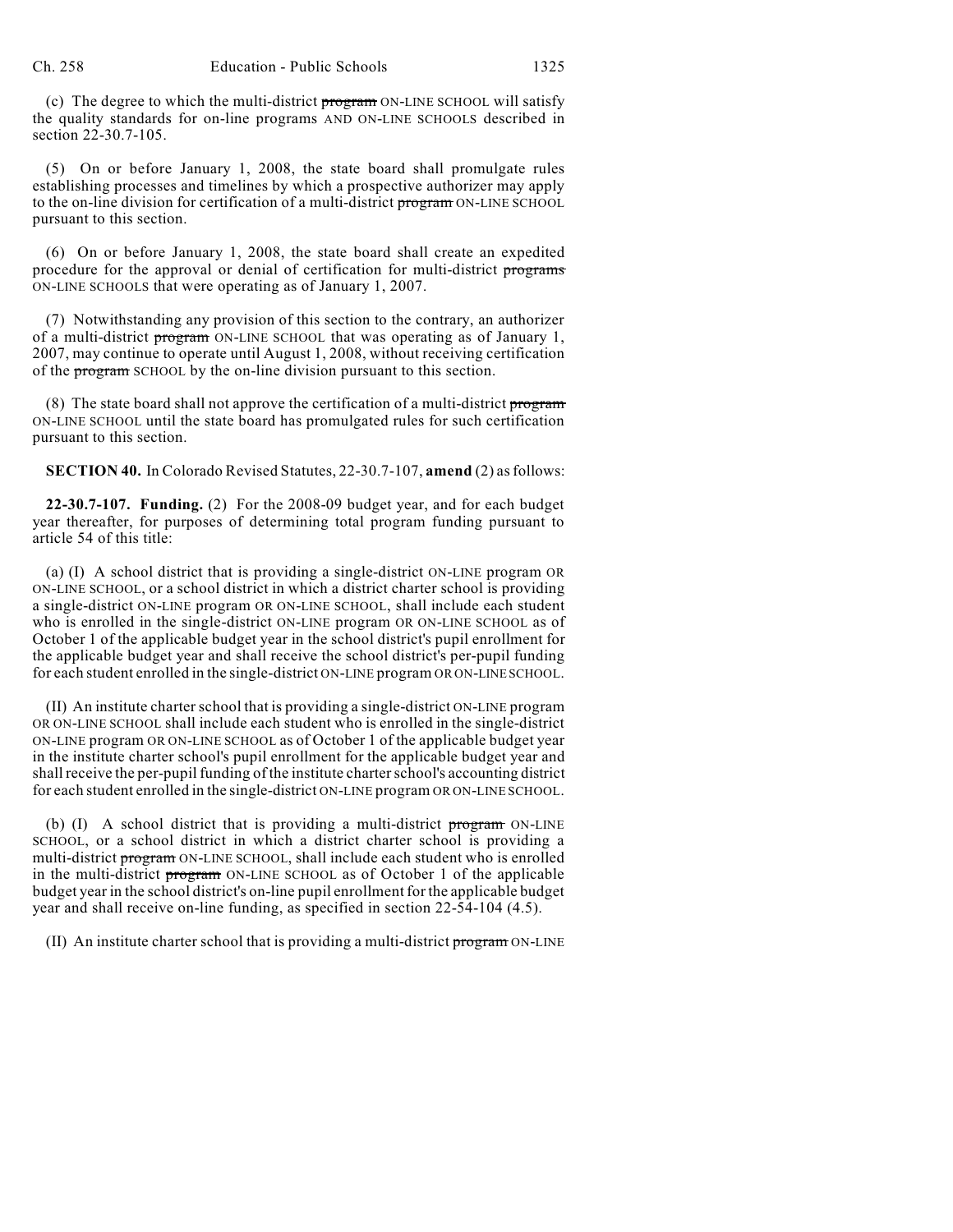(c) The degree to which the multi-district ~~program~~ ON-LINE SCHOOL will satisfy the quality standards for on-line programs AND ON-LINE SCHOOLS described in section 22-30.7-105.

(5) On or before January 1, 2008, the state board shall promulgate rules establishing processes and timelines by which a prospective authorizer may apply to the on-line division for certification of a multi-district ~~program~~ ON-LINE SCHOOL pursuant to this section.

(6) On or before January 1, 2008, the state board shall create an expedited procedure for the approval or denial of certification for multi-district ~~programs~~ ON-LINE SCHOOLS that were operating as of January 1, 2007.

(7) Notwithstanding any provision of this section to the contrary, an authorizer of a multi-district ~~program~~ ON-LINE SCHOOL that was operating as of January 1, 2007, may continue to operate until August 1, 2008, without receiving certification of the ~~program~~ SCHOOL by the on-line division pursuant to this section.

(8) The state board shall not approve the certification of a multi-district ~~program~~ ON-LINE SCHOOL until the state board has promulgated rules for such certification pursuant to this section.

**SECTION 40.** In Colorado Revised Statutes, 22-30.7-107, **amend** (2) as follows:

**22-30.7-107. Funding.** (2) For the 2008-09 budget year, and for each budget year thereafter, for purposes of determining total program funding pursuant to article 54 of this title:

(a) (I) A school district that is providing a single-district ON-LINE program OR ON-LINE SCHOOL, or a school district in which a district charter school is providing a single-district ON-LINE program OR ON-LINE SCHOOL, shall include each student who is enrolled in the single-district ON-LINE program OR ON-LINE SCHOOL as of October 1 of the applicable budget year in the school district's pupil enrollment for the applicable budget year and shall receive the school district's per-pupil funding for each student enrolled in the single-district ON-LINE program OR ON-LINE SCHOOL.

(II) An institute charter school that is providing a single-district ON-LINE program OR ON-LINE SCHOOL shall include each student who is enrolled in the single-district ON-LINE program OR ON-LINE SCHOOL as of October 1 of the applicable budget year in the institute charter school's pupil enrollment for the applicable budget year and shall receive the per-pupil funding of the institute charter school's accounting district for each student enrolled in the single-district ON-LINE program OR ON-LINE SCHOOL.

(b) (I) A school district that is providing a multi-district ~~program~~ ON-LINE SCHOOL, or a school district in which a district charter school is providing a multi-district ~~program~~ ON-LINE SCHOOL, shall include each student who is enrolled in the multi-district ~~program~~ ON-LINE SCHOOL as of October 1 of the applicable budget year in the school district's on-line pupil enrollment for the applicable budget year and shall receive on-line funding, as specified in section 22-54-104 (4.5).

(II) An institute charter school that is providing a multi-district ~~program~~ ON-LINE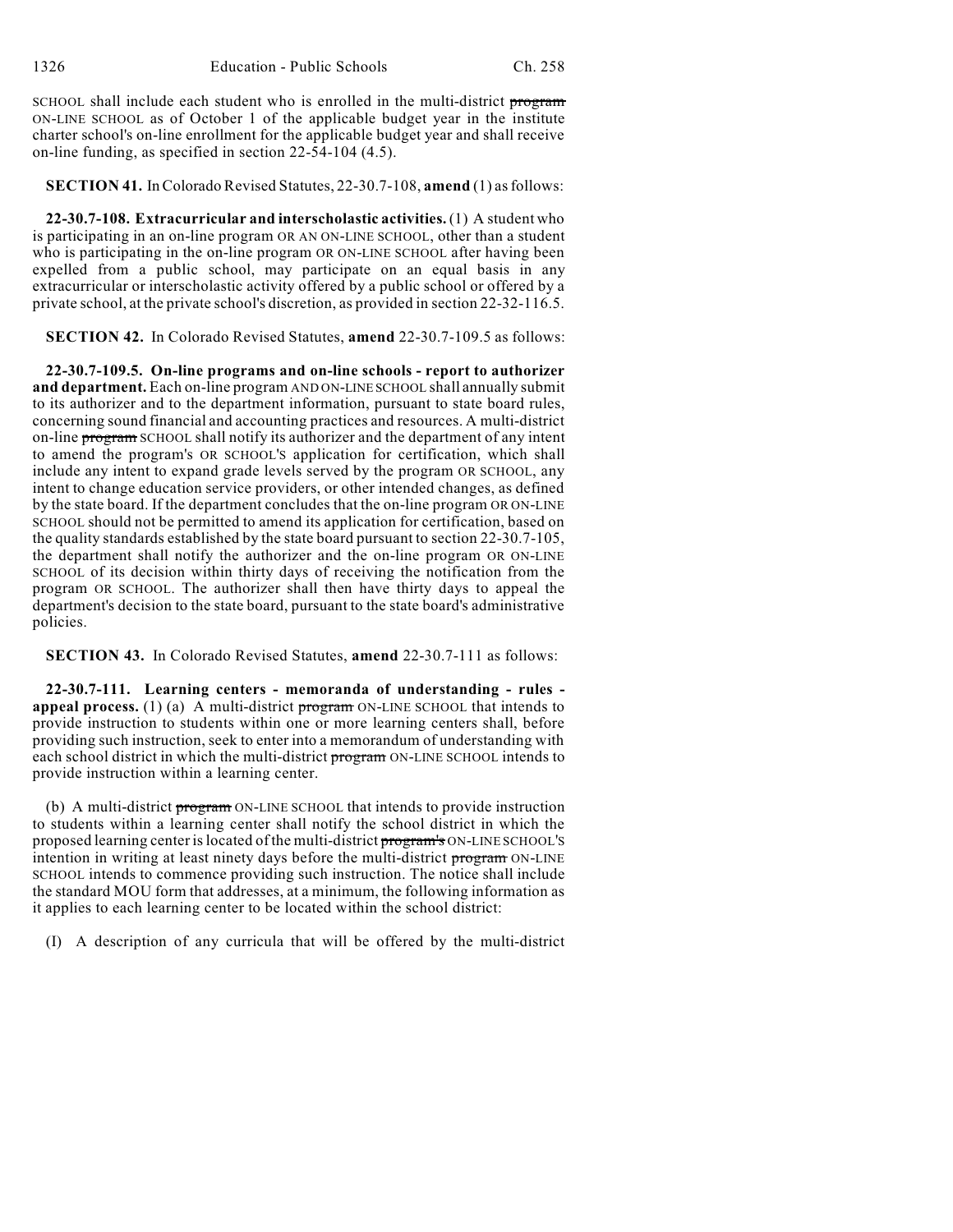SCHOOL shall include each student who is enrolled in the multi-district ~~program~~ ON-LINE SCHOOL as of October 1 of the applicable budget year in the institute charter school's on-line enrollment for the applicable budget year and shall receive on-line funding, as specified in section 22-54-104 (4.5).

**SECTION 41.** In Colorado Revised Statutes, 22-30.7-108, **amend** (1) as follows:

**22-30.7-108. Extracurricular and interscholastic activities.** (1) A student who is participating in an on-line program OR AN ON-LINE SCHOOL, other than a student who is participating in the on-line program OR ON-LINE SCHOOL after having been expelled from a public school, may participate on an equal basis in any extracurricular or interscholastic activity offered by a public school or offered by a private school, at the private school's discretion, as provided in section 22-32-116.5.

**SECTION 42.** In Colorado Revised Statutes, **amend** 22-30.7-109.5 as follows:

**22-30.7-109.5. On-line programs and on-line schools - report to authorizer and department.** Each on-line program AND ON-LINE SCHOOL shall annually submit to its authorizer and to the department information, pursuant to state board rules, concerning sound financial and accounting practices and resources. A multi-district on-line ~~program~~ SCHOOL shall notify its authorizer and the department of any intent to amend the program's OR SCHOOL'S application for certification, which shall include any intent to expand grade levels served by the program OR SCHOOL, any intent to change education service providers, or other intended changes, as defined by the state board. If the department concludes that the on-line program OR ON-LINE SCHOOL should not be permitted to amend its application for certification, based on the quality standards established by the state board pursuant to section 22-30.7-105, the department shall notify the authorizer and the on-line program OR ON-LINE SCHOOL of its decision within thirty days of receiving the notification from the program OR SCHOOL. The authorizer shall then have thirty days to appeal the department's decision to the state board, pursuant to the state board's administrative policies.

**SECTION 43.** In Colorado Revised Statutes, **amend** 22-30.7-111 as follows:

**22-30.7-111. Learning centers - memoranda of understanding - rules - appeal process.** (1) (a) A multi-district ~~program~~ ON-LINE SCHOOL that intends to provide instruction to students within one or more learning centers shall, before providing such instruction, seek to enter into a memorandum of understanding with each school district in which the multi-district ~~program~~ ON-LINE SCHOOL intends to provide instruction within a learning center.

(b) A multi-district ~~program~~ ON-LINE SCHOOL that intends to provide instruction to students within a learning center shall notify the school district in which the proposed learning center is located of the multi-district ~~program's~~ ON-LINE SCHOOL'S intention in writing at least ninety days before the multi-district ~~program~~ ON-LINE SCHOOL intends to commence providing such instruction. The notice shall include the standard MOU form that addresses, at a minimum, the following information as it applies to each learning center to be located within the school district:

(I) A description of any curricula that will be offered by the multi-district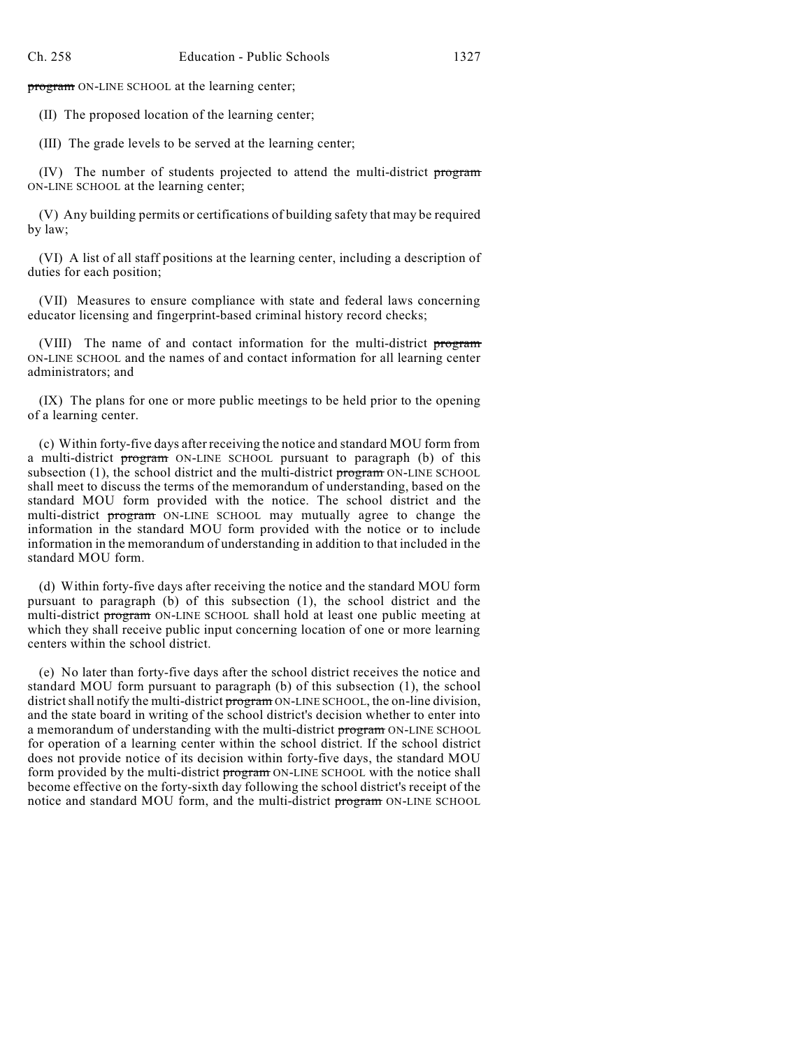~~program~~ ON-LINE SCHOOL at the learning center;

(II) The proposed location of the learning center;

(III) The grade levels to be served at the learning center;

(IV) The number of students projected to attend the multi-district ~~program~~ ON-LINE SCHOOL at the learning center;

(V) Any building permits or certifications of building safety that may be required by law;

(VI) A list of all staff positions at the learning center, including a description of duties for each position;

(VII) Measures to ensure compliance with state and federal laws concerning educator licensing and fingerprint-based criminal history record checks;

(VIII) The name of and contact information for the multi-district ~~program~~ ON-LINE SCHOOL and the names of and contact information for all learning center administrators; and

(IX) The plans for one or more public meetings to be held prior to the opening of a learning center.

(c) Within forty-five days after receiving the notice and standard MOU form from a multi-district ~~program~~ ON-LINE SCHOOL pursuant to paragraph (b) of this subsection (1), the school district and the multi-district ~~program~~ ON-LINE SCHOOL shall meet to discuss the terms of the memorandum of understanding, based on the standard MOU form provided with the notice. The school district and the multi-district ~~program~~ ON-LINE SCHOOL may mutually agree to change the information in the standard MOU form provided with the notice or to include information in the memorandum of understanding in addition to that included in the standard MOU form.

(d) Within forty-five days after receiving the notice and the standard MOU form pursuant to paragraph (b) of this subsection (1), the school district and the multi-district ~~program~~ ON-LINE SCHOOL shall hold at least one public meeting at which they shall receive public input concerning location of one or more learning centers within the school district.

(e) No later than forty-five days after the school district receives the notice and standard MOU form pursuant to paragraph (b) of this subsection (1), the school district shall notify the multi-district ~~program~~ ON-LINE SCHOOL, the on-line division, and the state board in writing of the school district's decision whether to enter into a memorandum of understanding with the multi-district ~~program~~ ON-LINE SCHOOL for operation of a learning center within the school district. If the school district does not provide notice of its decision within forty-five days, the standard MOU form provided by the multi-district ~~program~~ ON-LINE SCHOOL with the notice shall become effective on the forty-sixth day following the school district's receipt of the notice and standard MOU form, and the multi-district ~~program~~ ON-LINE SCHOOL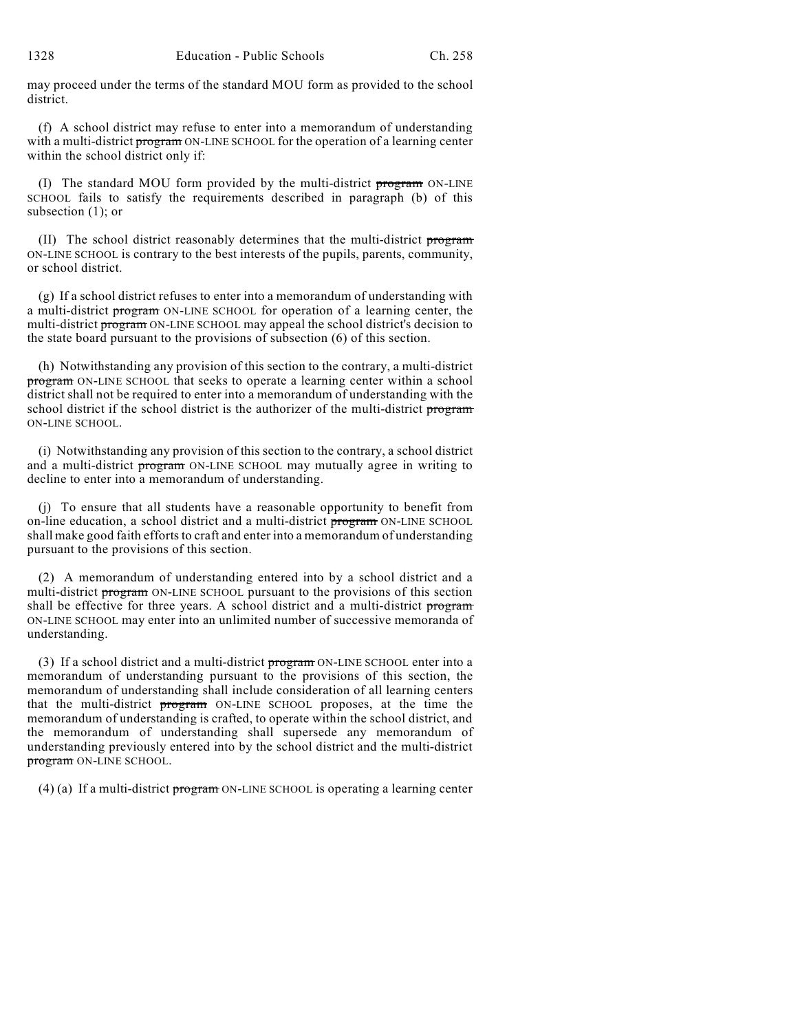may proceed under the terms of the standard MOU form as provided to the school district.

(f) A school district may refuse to enter into a memorandum of understanding with a multi-district ~~program~~ ON-LINE SCHOOL for the operation of a learning center within the school district only if:

(I) The standard MOU form provided by the multi-district ~~program~~ ON-LINE SCHOOL fails to satisfy the requirements described in paragraph (b) of this subsection (1); or

(II) The school district reasonably determines that the multi-district ~~program~~ ON-LINE SCHOOL is contrary to the best interests of the pupils, parents, community, or school district.

(g) If a school district refuses to enter into a memorandum of understanding with a multi-district ~~program~~ ON-LINE SCHOOL for operation of a learning center, the multi-district ~~program~~ ON-LINE SCHOOL may appeal the school district's decision to the state board pursuant to the provisions of subsection (6) of this section.

(h) Notwithstanding any provision of this section to the contrary, a multi-district ~~program~~ ON-LINE SCHOOL that seeks to operate a learning center within a school district shall not be required to enter into a memorandum of understanding with the school district if the school district is the authorizer of the multi-district ~~program~~ ON-LINE SCHOOL.

(i) Notwithstanding any provision of this section to the contrary, a school district and a multi-district ~~program~~ ON-LINE SCHOOL may mutually agree in writing to decline to enter into a memorandum of understanding.

(j) To ensure that all students have a reasonable opportunity to benefit from on-line education, a school district and a multi-district ~~program~~ ON-LINE SCHOOL shall make good faith efforts to craft and enter into a memorandum of understanding pursuant to the provisions of this section.

(2) A memorandum of understanding entered into by a school district and a multi-district ~~program~~ ON-LINE SCHOOL pursuant to the provisions of this section shall be effective for three years. A school district and a multi-district ~~program~~ ON-LINE SCHOOL may enter into an unlimited number of successive memoranda of understanding.

(3) If a school district and a multi-district ~~program~~ ON-LINE SCHOOL enter into a memorandum of understanding pursuant to the provisions of this section, the memorandum of understanding shall include consideration of all learning centers that the multi-district ~~program~~ ON-LINE SCHOOL proposes, at the time the memorandum of understanding is crafted, to operate within the school district, and the memorandum of understanding shall supersede any memorandum of understanding previously entered into by the school district and the multi-district ~~program~~ ON-LINE SCHOOL.

(4) (a) If a multi-district ~~program~~ ON-LINE SCHOOL is operating a learning center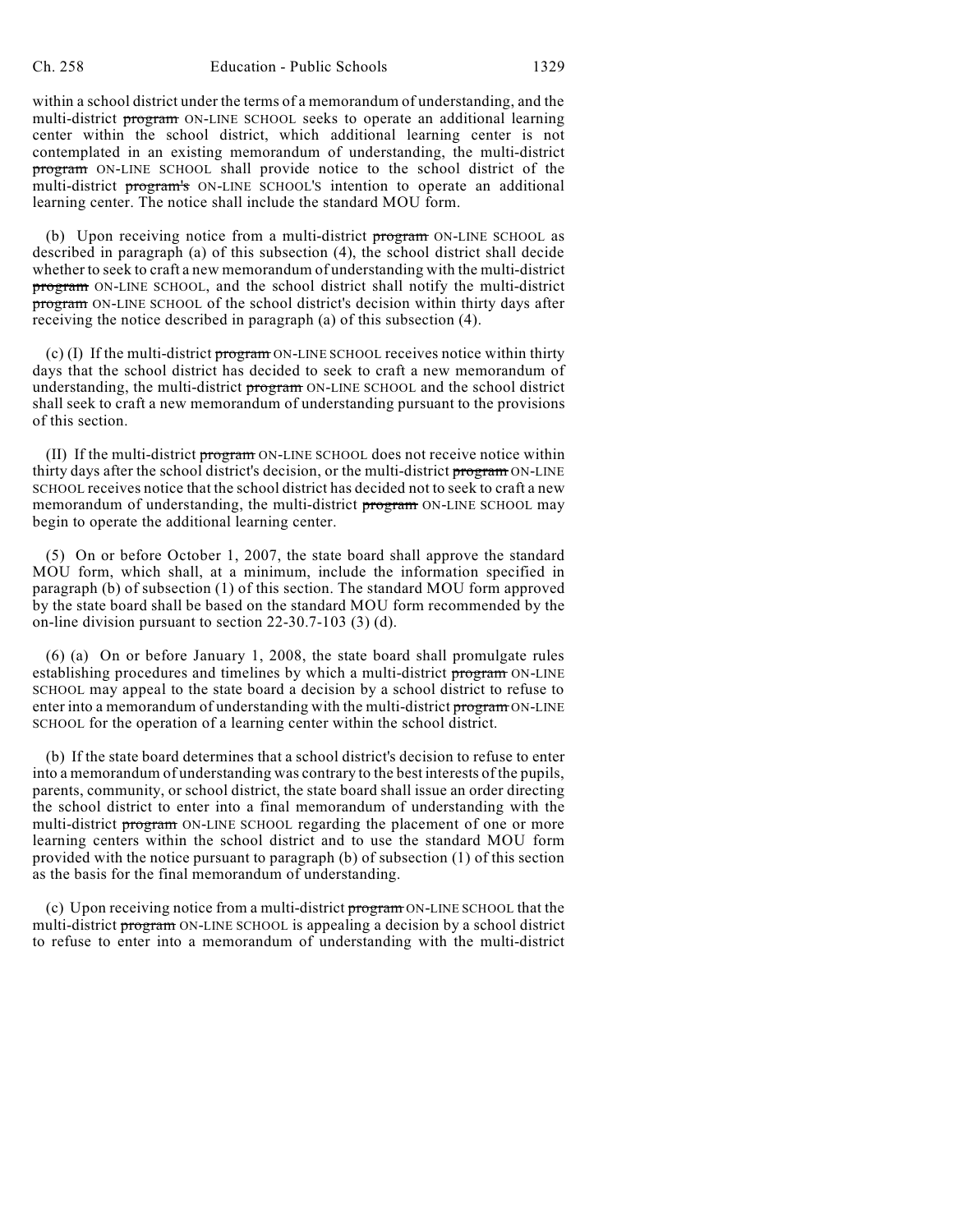within a school district under the terms of a memorandum of understanding, and the multi-district ~~program~~ ON-LINE SCHOOL seeks to operate an additional learning center within the school district, which additional learning center is not contemplated in an existing memorandum of understanding, the multi-district ~~program~~ ON-LINE SCHOOL shall provide notice to the school district of the multi-district ~~program's~~ ON-LINE SCHOOL'S intention to operate an additional learning center. The notice shall include the standard MOU form.

(b) Upon receiving notice from a multi-district ~~program~~ ON-LINE SCHOOL as described in paragraph (a) of this subsection (4), the school district shall decide whether to seek to craft a new memorandum of understanding with the multi-district ~~program~~ ON-LINE SCHOOL, and the school district shall notify the multi-district ~~program~~ ON-LINE SCHOOL of the school district's decision within thirty days after receiving the notice described in paragraph (a) of this subsection (4).

(c) (I) If the multi-district ~~program~~ ON-LINE SCHOOL receives notice within thirty days that the school district has decided to seek to craft a new memorandum of understanding, the multi-district ~~program~~ ON-LINE SCHOOL and the school district shall seek to craft a new memorandum of understanding pursuant to the provisions of this section.

(II) If the multi-district ~~program~~ ON-LINE SCHOOL does not receive notice within thirty days after the school district's decision, or the multi-district ~~program~~ ON-LINE SCHOOL receives notice that the school district has decided not to seek to craft a new memorandum of understanding, the multi-district ~~program~~ ON-LINE SCHOOL may begin to operate the additional learning center.

(5) On or before October 1, 2007, the state board shall approve the standard MOU form, which shall, at a minimum, include the information specified in paragraph (b) of subsection (1) of this section. The standard MOU form approved by the state board shall be based on the standard MOU form recommended by the on-line division pursuant to section 22-30.7-103 (3) (d).

(6) (a) On or before January 1, 2008, the state board shall promulgate rules establishing procedures and timelines by which a multi-district ~~program~~ ON-LINE SCHOOL may appeal to the state board a decision by a school district to refuse to enter into a memorandum of understanding with the multi-district ~~program~~ ON-LINE SCHOOL for the operation of a learning center within the school district.

(b) If the state board determines that a school district's decision to refuse to enter into a memorandum of understanding was contrary to the best interests of the pupils, parents, community, or school district, the state board shall issue an order directing the school district to enter into a final memorandum of understanding with the multi-district ~~program~~ ON-LINE SCHOOL regarding the placement of one or more learning centers within the school district and to use the standard MOU form provided with the notice pursuant to paragraph (b) of subsection (1) of this section as the basis for the final memorandum of understanding.

(c) Upon receiving notice from a multi-district ~~program~~ ON-LINE SCHOOL that the multi-district ~~program~~ ON-LINE SCHOOL is appealing a decision by a school district to refuse to enter into a memorandum of understanding with the multi-district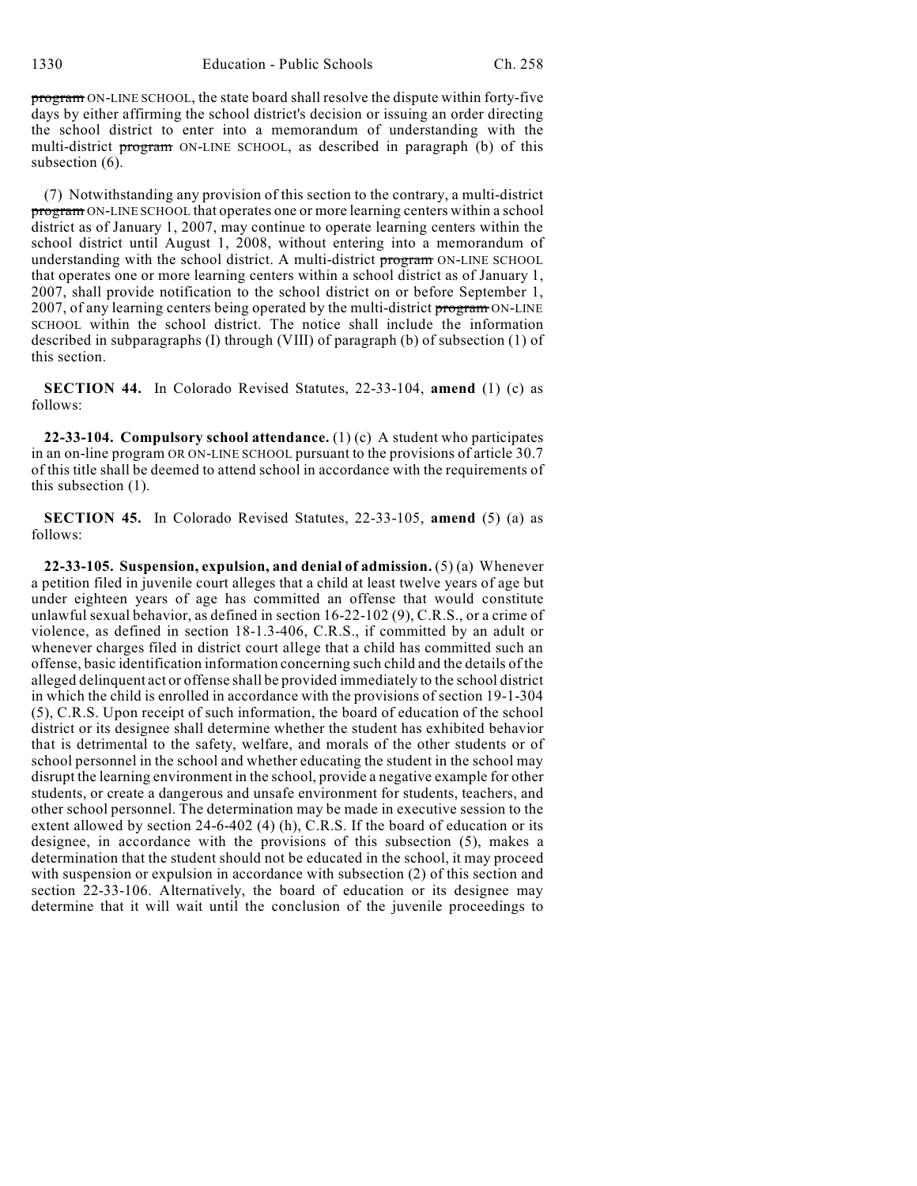~~program~~ ON-LINE SCHOOL, the state board shall resolve the dispute within forty-five days by either affirming the school district's decision or issuing an order directing the school district to enter into a memorandum of understanding with the multi-district ~~program~~ ON-LINE SCHOOL, as described in paragraph (b) of this subsection (6).

(7) Notwithstanding any provision of this section to the contrary, a multi-district ~~program~~ ON-LINE SCHOOL that operates one or more learning centers within a school district as of January 1, 2007, may continue to operate learning centers within the school district until August 1, 2008, without entering into a memorandum of understanding with the school district. A multi-district ~~program~~ ON-LINE SCHOOL that operates one or more learning centers within a school district as of January 1, 2007, shall provide notification to the school district on or before September 1, 2007, of any learning centers being operated by the multi-district ~~program~~ ON-LINE SCHOOL within the school district. The notice shall include the information described in subparagraphs (I) through (VIII) of paragraph (b) of subsection (1) of this section.

**SECTION 44.** In Colorado Revised Statutes, 22-33-104, **amend** (1) (c) as follows:

**22-33-104. Compulsory school attendance.** (1) (c) A student who participates in an on-line program OR ON-LINE SCHOOL pursuant to the provisions of article 30.7 of this title shall be deemed to attend school in accordance with the requirements of this subsection (1).

**SECTION 45.** In Colorado Revised Statutes, 22-33-105, **amend** (5) (a) as follows:

**22-33-105. Suspension, expulsion, and denial of admission.** (5) (a) Whenever a petition filed in juvenile court alleges that a child at least twelve years of age but under eighteen years of age has committed an offense that would constitute unlawful sexual behavior, as defined in section 16-22-102 (9), C.R.S., or a crime of violence, as defined in section 18-1.3-406, C.R.S., if committed by an adult or whenever charges filed in district court allege that a child has committed such an offense, basic identification information concerning such child and the details of the alleged delinquent act or offense shall be provided immediately to the school district in which the child is enrolled in accordance with the provisions of section 19-1-304 (5), C.R.S. Upon receipt of such information, the board of education of the school district or its designee shall determine whether the student has exhibited behavior that is detrimental to the safety, welfare, and morals of the other students or of school personnel in the school and whether educating the student in the school may disrupt the learning environment in the school, provide a negative example for other students, or create a dangerous and unsafe environment for students, teachers, and other school personnel. The determination may be made in executive session to the extent allowed by section 24-6-402 (4) (h), C.R.S. If the board of education or its designee, in accordance with the provisions of this subsection (5), makes a determination that the student should not be educated in the school, it may proceed with suspension or expulsion in accordance with subsection (2) of this section and section 22-33-106. Alternatively, the board of education or its designee may determine that it will wait until the conclusion of the juvenile proceedings to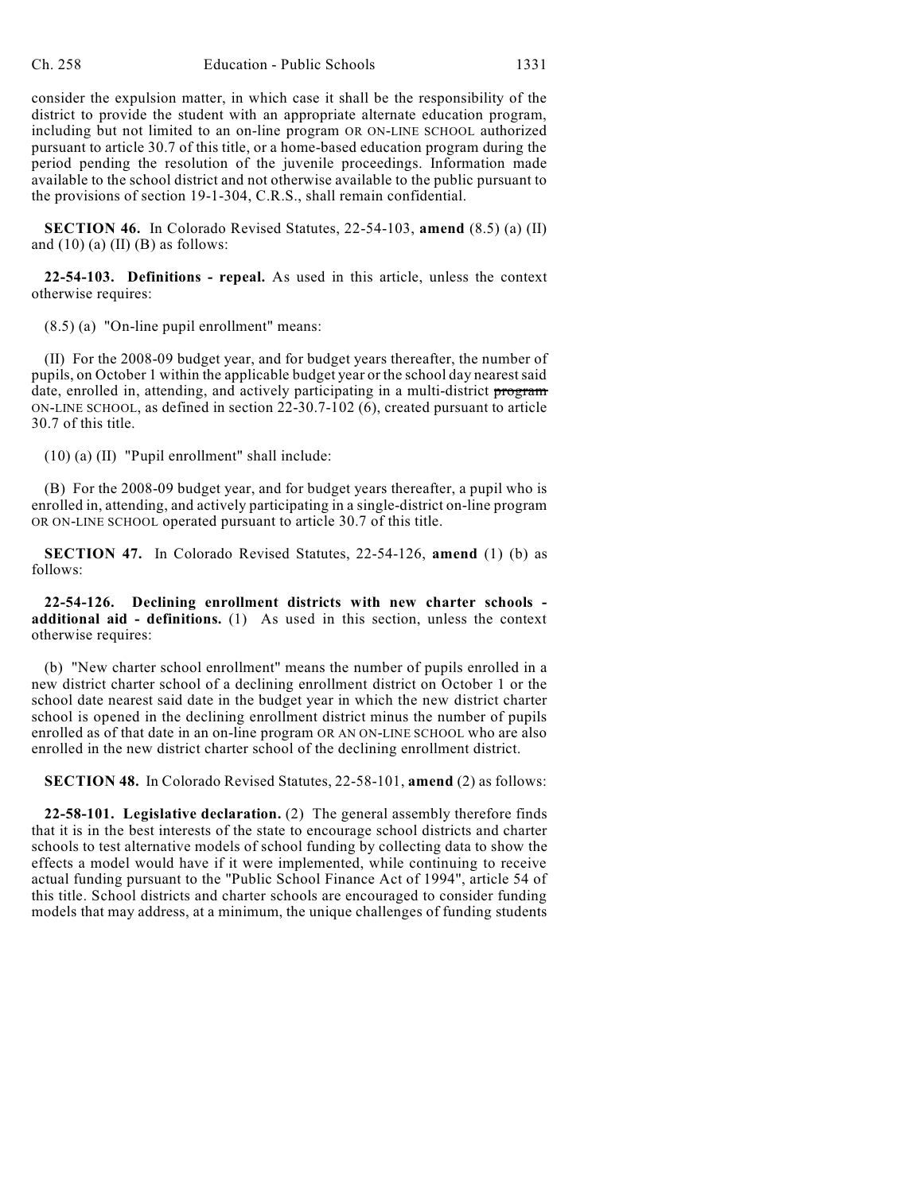consider the expulsion matter, in which case it shall be the responsibility of the district to provide the student with an appropriate alternate education program, including but not limited to an on-line program OR ON-LINE SCHOOL authorized pursuant to article 30.7 of this title, or a home-based education program during the period pending the resolution of the juvenile proceedings. Information made available to the school district and not otherwise available to the public pursuant to the provisions of section 19-1-304, C.R.S., shall remain confidential.

**SECTION 46.** In Colorado Revised Statutes, 22-54-103, **amend** (8.5) (a) (II) and (10) (a) (II) (B) as follows:

**22-54-103. Definitions - repeal.** As used in this article, unless the context otherwise requires:

(8.5) (a) "On-line pupil enrollment" means:

(II) For the 2008-09 budget year, and for budget years thereafter, the number of pupils, on October 1 within the applicable budget year or the school day nearest said date, enrolled in, attending, and actively participating in a multi-district ~~program~~ ON-LINE SCHOOL, as defined in section 22-30.7-102 (6), created pursuant to article 30.7 of this title.

(10) (a) (II) "Pupil enrollment" shall include:

(B) For the 2008-09 budget year, and for budget years thereafter, a pupil who is enrolled in, attending, and actively participating in a single-district on-line program OR ON-LINE SCHOOL operated pursuant to article 30.7 of this title.

**SECTION 47.** In Colorado Revised Statutes, 22-54-126, **amend** (1) (b) as follows:

**22-54-126. Declining enrollment districts with new charter schools - additional aid - definitions.** (1) As used in this section, unless the context otherwise requires:

(b) "New charter school enrollment" means the number of pupils enrolled in a new district charter school of a declining enrollment district on October 1 or the school date nearest said date in the budget year in which the new district charter school is opened in the declining enrollment district minus the number of pupils enrolled as of that date in an on-line program OR AN ON-LINE SCHOOL who are also enrolled in the new district charter school of the declining enrollment district.

**SECTION 48.** In Colorado Revised Statutes, 22-58-101, **amend** (2) as follows:

**22-58-101. Legislative declaration.** (2) The general assembly therefore finds that it is in the best interests of the state to encourage school districts and charter schools to test alternative models of school funding by collecting data to show the effects a model would have if it were implemented, while continuing to receive actual funding pursuant to the "Public School Finance Act of 1994", article 54 of this title. School districts and charter schools are encouraged to consider funding models that may address, at a minimum, the unique challenges of funding students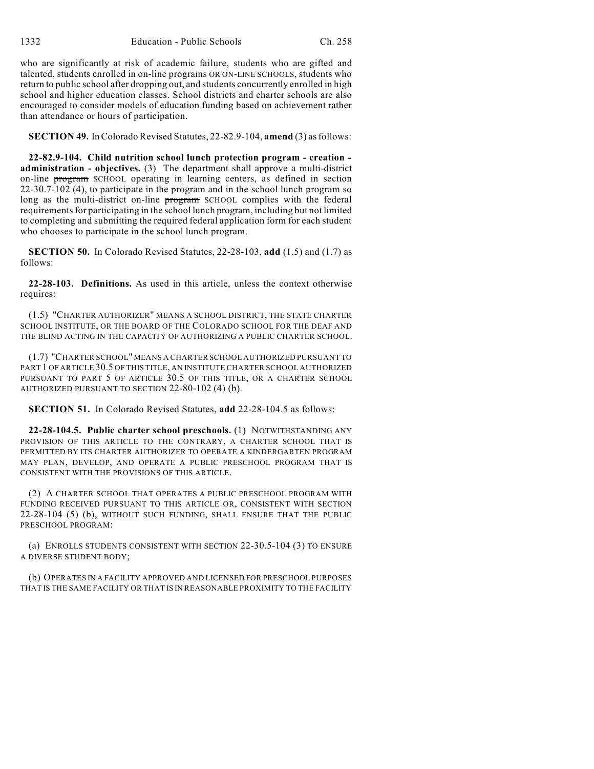who are significantly at risk of academic failure, students who are gifted and talented, students enrolled in on-line programs OR ON-LINE SCHOOLS, students who return to public school after dropping out, and students concurrently enrolled in high school and higher education classes. School districts and charter schools are also encouraged to consider models of education funding based on achievement rather than attendance or hours of participation.

**SECTION 49.** In Colorado Revised Statutes, 22-82.9-104, **amend** (3) as follows:

**22-82.9-104. Child nutrition school lunch protection program - creation - administration - objectives.** (3) The department shall approve a multi-district on-line ~~program~~ SCHOOL operating in learning centers, as defined in section 22-30.7-102 (4), to participate in the program and in the school lunch program so long as the multi-district on-line ~~program~~ SCHOOL complies with the federal requirements for participating in the school lunch program, including but not limited to completing and submitting the required federal application form for each student who chooses to participate in the school lunch program.

**SECTION 50.** In Colorado Revised Statutes, 22-28-103, **add** (1.5) and (1.7) as follows:

**22-28-103. Definitions.** As used in this article, unless the context otherwise requires:

(1.5) "CHARTER AUTHORIZER" MEANS A SCHOOL DISTRICT, THE STATE CHARTER SCHOOL INSTITUTE, OR THE BOARD OF THE COLORADO SCHOOL FOR THE DEAF AND THE BLIND ACTING IN THE CAPACITY OF AUTHORIZING A PUBLIC CHARTER SCHOOL.

(1.7) "CHARTER SCHOOL" MEANS A CHARTER SCHOOL AUTHORIZED PURSUANT TO PART 1 OF ARTICLE 30.5 OF THIS TITLE, AN INSTITUTE CHARTER SCHOOL AUTHORIZED PURSUANT TO PART 5 OF ARTICLE 30.5 OF THIS TITLE, OR A CHARTER SCHOOL AUTHORIZED PURSUANT TO SECTION 22-80-102 (4) (b).

**SECTION 51.** In Colorado Revised Statutes, **add** 22-28-104.5 as follows:

**22-28-104.5. Public charter school preschools.** (1) NOTWITHSTANDING ANY PROVISION OF THIS ARTICLE TO THE CONTRARY, A CHARTER SCHOOL THAT IS PERMITTED BY ITS CHARTER AUTHORIZER TO OPERATE A KINDERGARTEN PROGRAM MAY PLAN, DEVELOP, AND OPERATE A PUBLIC PRESCHOOL PROGRAM THAT IS CONSISTENT WITH THE PROVISIONS OF THIS ARTICLE.

(2) A CHARTER SCHOOL THAT OPERATES A PUBLIC PRESCHOOL PROGRAM WITH FUNDING RECEIVED PURSUANT TO THIS ARTICLE OR, CONSISTENT WITH SECTION 22-28-104 (5) (b), WITHOUT SUCH FUNDING, SHALL ENSURE THAT THE PUBLIC PRESCHOOL PROGRAM:

(a) ENROLLS STUDENTS CONSISTENT WITH SECTION 22-30.5-104 (3) TO ENSURE A DIVERSE STUDENT BODY;

(b) OPERATES IN A FACILITY APPROVED AND LICENSED FOR PRESCHOOL PURPOSES THAT IS THE SAME FACILITY OR THAT IS IN REASONABLE PROXIMITY TO THE FACILITY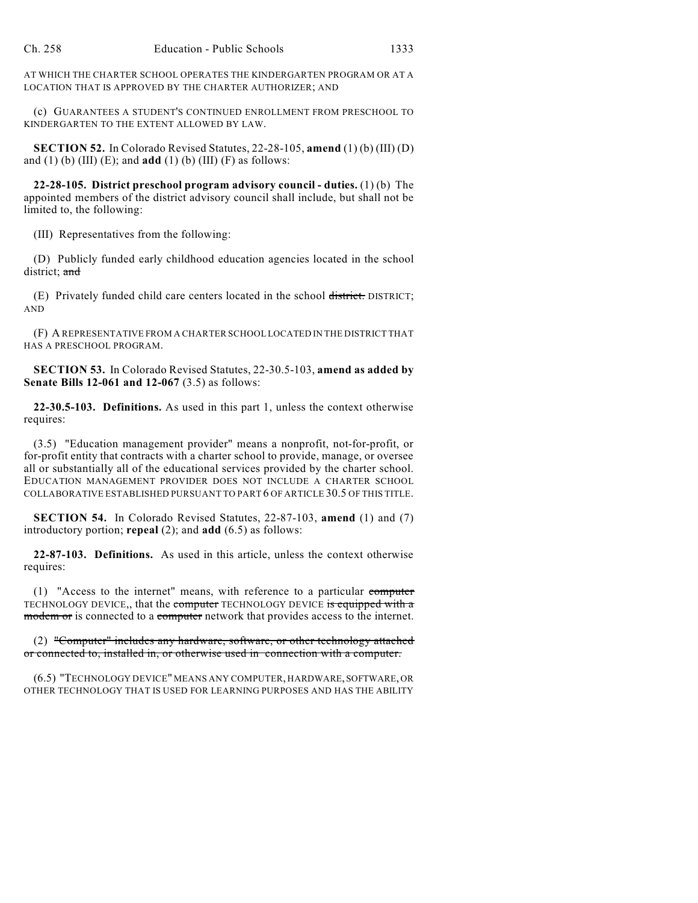AT WHICH THE CHARTER SCHOOL OPERATES THE KINDERGARTEN PROGRAM OR AT A LOCATION THAT IS APPROVED BY THE CHARTER AUTHORIZER; AND

(c) GUARANTEES A STUDENT'S CONTINUED ENROLLMENT FROM PRESCHOOL TO KINDERGARTEN TO THE EXTENT ALLOWED BY LAW.

**SECTION 52.** In Colorado Revised Statutes, 22-28-105, **amend** (1) (b) (III) (D) and (1) (b) (III) (E); and **add** (1) (b) (III) (F) as follows:

**22-28-105. District preschool program advisory council - duties.** (1) (b) The appointed members of the district advisory council shall include, but shall not be limited to, the following:

(III) Representatives from the following:

(D) Publicly funded early childhood education agencies located in the school district; ~~and~~

(E) Privately funded child care centers located in the school ~~district.~~ DISTRICT; AND

(F) A REPRESENTATIVE FROM A CHARTER SCHOOL LOCATED IN THE DISTRICT THAT HAS A PRESCHOOL PROGRAM.

**SECTION 53.** In Colorado Revised Statutes, 22-30.5-103, **amend as added by Senate Bills 12-061 and 12-067** (3.5) as follows:

**22-30.5-103. Definitions.** As used in this part 1, unless the context otherwise requires:

(3.5) "Education management provider" means a nonprofit, not-for-profit, or for-profit entity that contracts with a charter school to provide, manage, or oversee all or substantially all of the educational services provided by the charter school. EDUCATION MANAGEMENT PROVIDER DOES NOT INCLUDE A CHARTER SCHOOL COLLABORATIVE ESTABLISHED PURSUANT TO PART 6 OF ARTICLE 30.5 OF THIS TITLE.

**SECTION 54.** In Colorado Revised Statutes, 22-87-103, **amend** (1) and (7) introductory portion; **repeal** (2); and **add** (6.5) as follows:

**22-87-103. Definitions.** As used in this article, unless the context otherwise requires:

(1) "Access to the internet" means, with reference to a particular ~~computer~~ TECHNOLOGY DEVICE,, that the ~~computer~~ TECHNOLOGY DEVICE ~~is equipped with a modem or~~ is connected to a ~~computer~~ network that provides access to the internet.

(2) ~~"Computer" includes any hardware, software, or other technology attached or connected to, installed in, or otherwise used in connection with a computer.~~

(6.5) "TECHNOLOGY DEVICE" MEANS ANY COMPUTER, HARDWARE, SOFTWARE, OR OTHER TECHNOLOGY THAT IS USED FOR LEARNING PURPOSES AND HAS THE ABILITY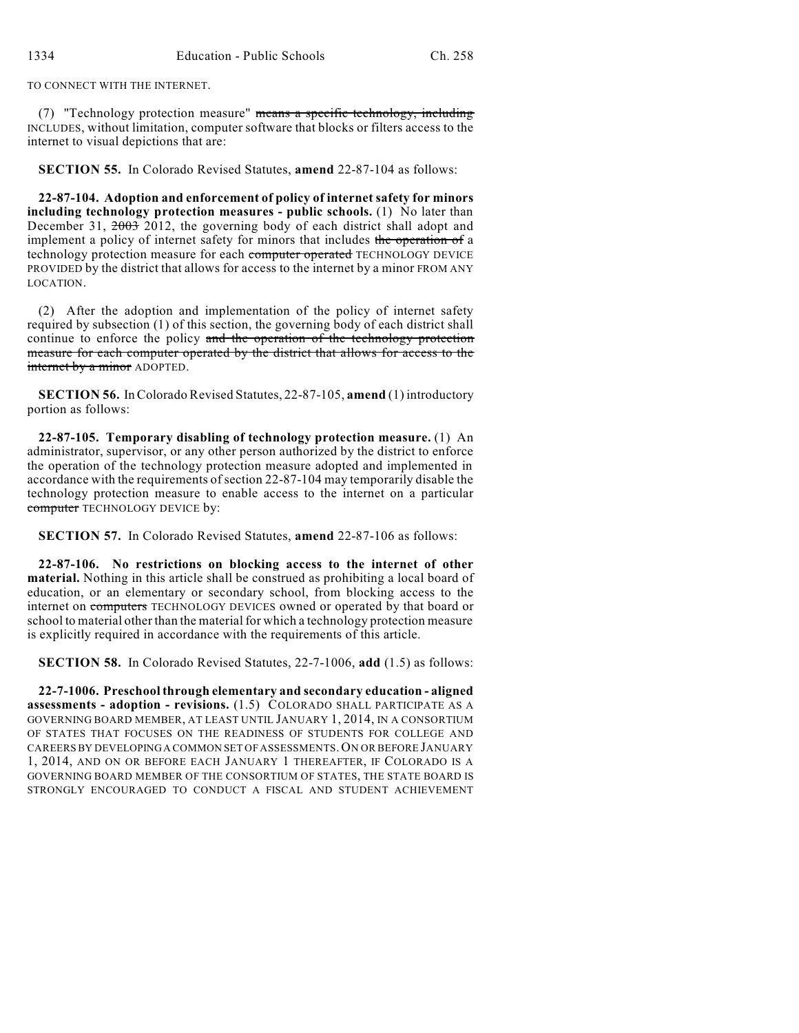TO CONNECT WITH THE INTERNET.

(7) "Technology protection measure" ~~means a specific technology, including~~ INCLUDES, without limitation, computer software that blocks or filters access to the internet to visual depictions that are:

**SECTION 55.** In Colorado Revised Statutes, **amend** 22-87-104 as follows:

**22-87-104. Adoption and enforcement of policy of internet safety for minors including technology protection measures - public schools.** (1) No later than December 31, ~~2003~~ 2012, the governing body of each district shall adopt and implement a policy of internet safety for minors that includes ~~the operation of~~ a technology protection measure for each ~~computer operated~~ TECHNOLOGY DEVICE PROVIDED by the district that allows for access to the internet by a minor FROM ANY LOCATION.

(2) After the adoption and implementation of the policy of internet safety required by subsection (1) of this section, the governing body of each district shall continue to enforce the policy ~~and the operation of the technology protection measure for each computer operated by the district that allows for access to the internet by a minor~~ ADOPTED.

**SECTION 56.** In Colorado Revised Statutes, 22-87-105, **amend** (1) introductory portion as follows:

**22-87-105. Temporary disabling of technology protection measure.** (1) An administrator, supervisor, or any other person authorized by the district to enforce the operation of the technology protection measure adopted and implemented in accordance with the requirements of section 22-87-104 may temporarily disable the technology protection measure to enable access to the internet on a particular ~~computer~~ TECHNOLOGY DEVICE by:

**SECTION 57.** In Colorado Revised Statutes, **amend** 22-87-106 as follows:

**22-87-106. No restrictions on blocking access to the internet of other material.** Nothing in this article shall be construed as prohibiting a local board of education, or an elementary or secondary school, from blocking access to the internet on ~~computers~~ TECHNOLOGY DEVICES owned or operated by that board or school to material other than the material for which a technology protection measure is explicitly required in accordance with the requirements of this article.

**SECTION 58.** In Colorado Revised Statutes, 22-7-1006, **add** (1.5) as follows:

**22-7-1006. Preschool through elementary and secondary education - aligned assessments - adoption - revisions.** (1.5) COLORADO SHALL PARTICIPATE AS A GOVERNING BOARD MEMBER, AT LEAST UNTIL JANUARY 1, 2014, IN A CONSORTIUM OF STATES THAT FOCUSES ON THE READINESS OF STUDENTS FOR COLLEGE AND CAREERS BY DEVELOPING A COMMON SET OF ASSESSMENTS. ON OR BEFORE JANUARY 1, 2014, AND ON OR BEFORE EACH JANUARY 1 THEREAFTER, IF COLORADO IS A GOVERNING BOARD MEMBER OF THE CONSORTIUM OF STATES, THE STATE BOARD IS STRONGLY ENCOURAGED TO CONDUCT A FISCAL AND STUDENT ACHIEVEMENT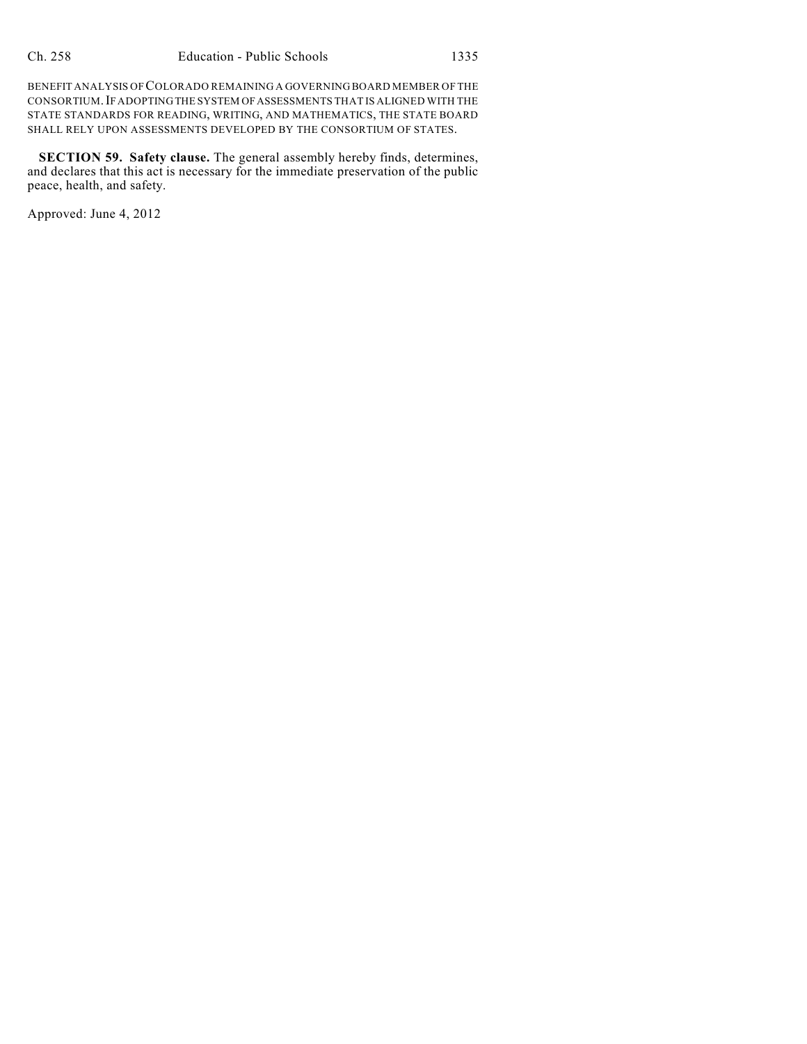BENEFIT ANALYSIS OF COLORADO REMAINING A GOVERNING BOARD MEMBER OF THE CONSORTIUM. IF ADOPTING THE SYSTEM OF ASSESSMENTS THAT IS ALIGNED WITH THE STATE STANDARDS FOR READING, WRITING, AND MATHEMATICS, THE STATE BOARD SHALL RELY UPON ASSESSMENTS DEVELOPED BY THE CONSORTIUM OF STATES.

**SECTION 59. Safety clause.** The general assembly hereby finds, determines, and declares that this act is necessary for the immediate preservation of the public peace, health, and safety.

Approved: June 4, 2012